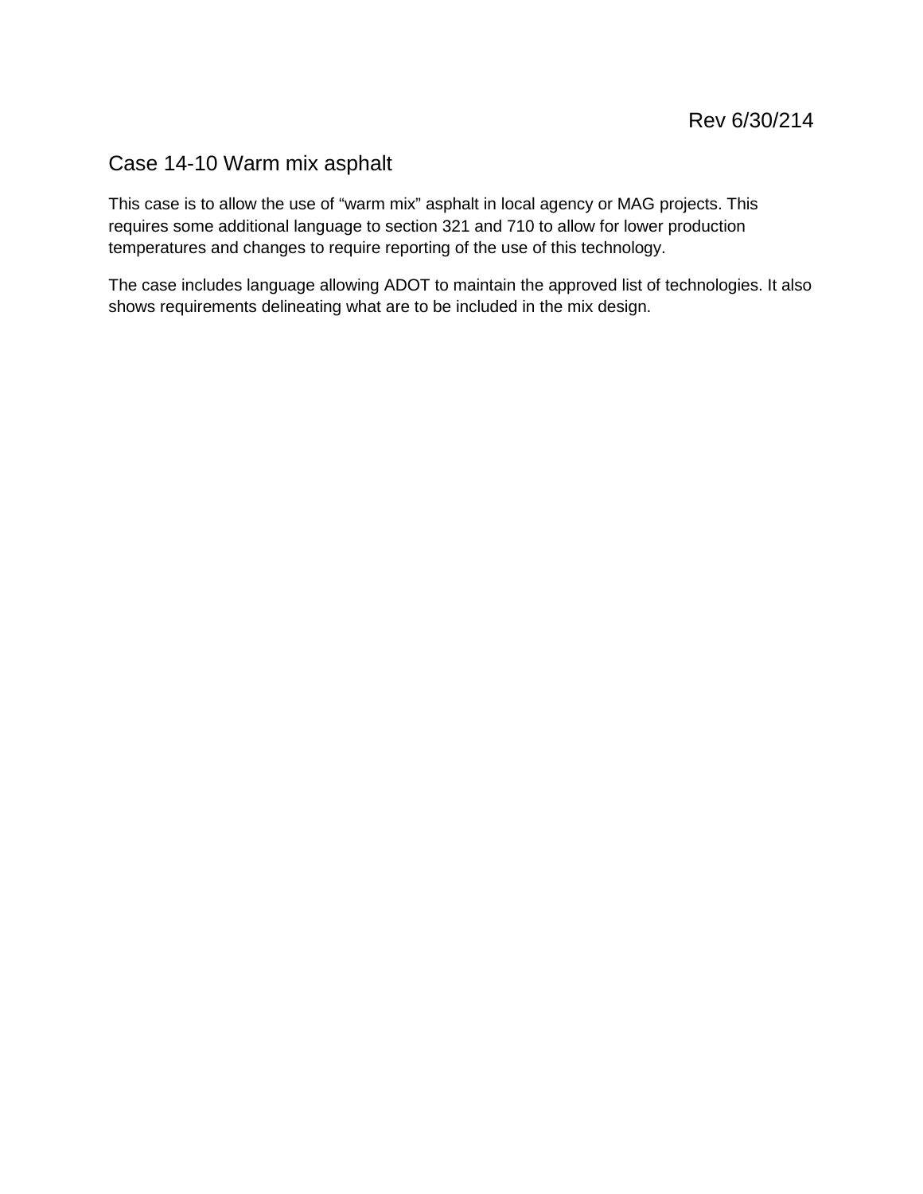Rev 6/30/214

# Case 14-10 Warm mix asphalt

This case is to allow the use of "warm mix" asphalt in local agency or MAG projects. This requires some additional language to section 321 and 710 to allow for lower production temperatures and changes to require reporting of the use of this technology.

The case includes language allowing ADOT to maintain the approved list of technologies. It also shows requirements delineating what are to be included in the mix design.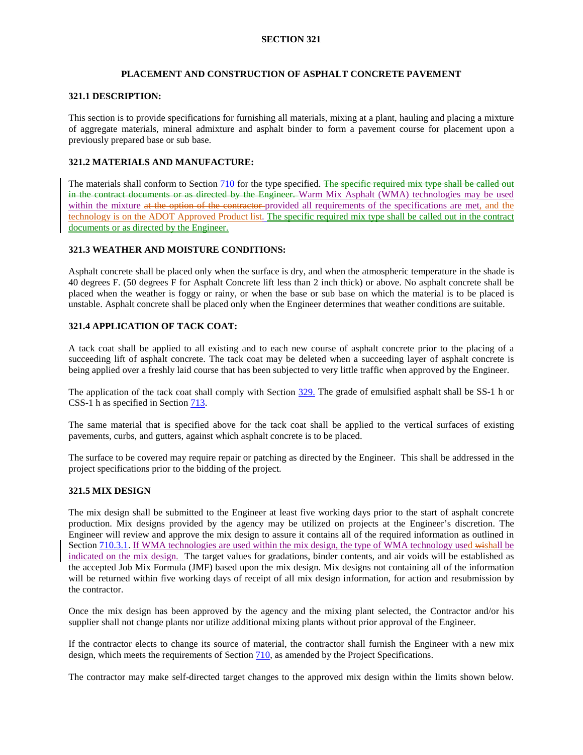**SECTION 321**

# PLACEMENT AND CONSTRUCTION OF ASPHALT CONCRETE PAVEMENT

## 321.1 DESCRIPTION:

This section is to provide specifications for furnishing all materials, mixing at a plant, hauling and placing a mixture of aggregate materials, mineral admixture and asphalt binder to form a pavement course for placement upon a previously prepared base or sub base.

## 321.2 MATERIALS AND MANUFACTURE:

The materials shall conform to Section 710 for the type specified. ~~The specific required mix type shall be called out in the contract documents or as directed by the Engineer.~~ Warm Mix Asphalt (WMA) technologies may be used within the mixture ~~at the option of the contractor~~ provided all requirements of the specifications are met, and the technology is on the ADOT Approved Product list. The specific required mix type shall be called out in the contract documents or as directed by the Engineer.

## 321.3 WEATHER AND MOISTURE CONDITIONS:

Asphalt concrete shall be placed only when the surface is dry, and when the atmospheric temperature in the shade is 40 degrees F. (50 degrees F for Asphalt Concrete lift less than 2 inch thick) or above. No asphalt concrete shall be placed when the weather is foggy or rainy, or when the base or sub base on which the material is to be placed is unstable. Asphalt concrete shall be placed only when the Engineer determines that weather conditions are suitable.

## 321.4 APPLICATION OF TACK COAT:

A tack coat shall be applied to all existing and to each new course of asphalt concrete prior to the placing of a succeeding lift of asphalt concrete. The tack coat may be deleted when a succeeding layer of asphalt concrete is being applied over a freshly laid course that has been subjected to very little traffic when approved by the Engineer.

The application of the tack coat shall comply with Section 329. The grade of emulsified asphalt shall be SS-1 h or CSS-1 h as specified in Section 713.

The same material that is specified above for the tack coat shall be applied to the vertical surfaces of existing pavements, curbs, and gutters, against which asphalt concrete is to be placed.

The surface to be covered may require repair or patching as directed by the Engineer. This shall be addressed in the project specifications prior to the bidding of the project.

## 321.5 MIX DESIGN

The mix design shall be submitted to the Engineer at least five working days prior to the start of asphalt concrete production. Mix designs provided by the agency may be utilized on projects at the Engineer's discretion. The Engineer will review and approve the mix design to assure it contains all of the required information as outlined in Section 710.3.1. If WMA technologies are used within the mix design, the type of WMA technology used ~~wi~~shall be indicated on the mix design. The target values for gradations, binder contents, and air voids will be established as the accepted Job Mix Formula (JMF) based upon the mix design. Mix designs not containing all of the information will be returned within five working days of receipt of all mix design information, for action and resubmission by the contractor.

Once the mix design has been approved by the agency and the mixing plant selected, the Contractor and/or his supplier shall not change plants nor utilize additional mixing plants without prior approval of the Engineer.

If the contractor elects to change its source of material, the contractor shall furnish the Engineer with a new mix design, which meets the requirements of Section 710, as amended by the Project Specifications.

The contractor may make self-directed target changes to the approved mix design within the limits shown below.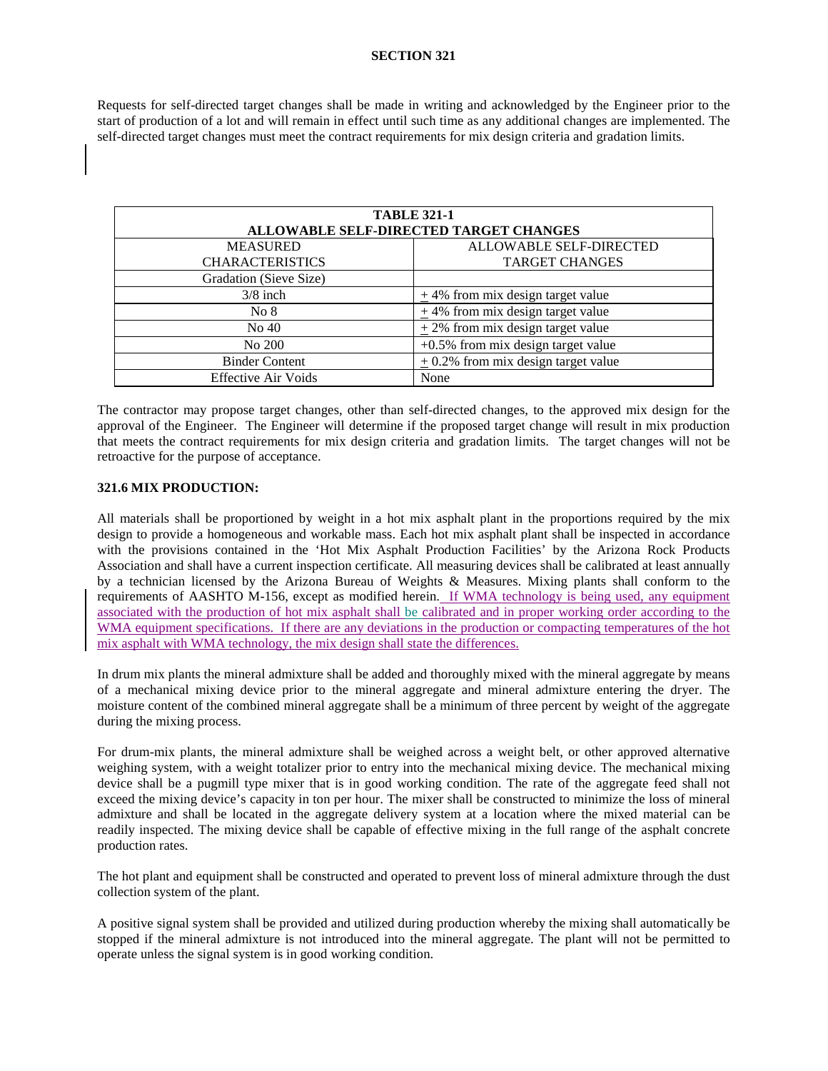Requests for self-directed target changes shall be made in writing and acknowledged by the Engineer prior to the start of production of a lot and will remain in effect until such time as any additional changes are implemented. The self-directed target changes must meet the contract requirements for mix design criteria and gradation limits.

| TABLE 321-1 ALLOWABLE SELF-DIRECTED TARGET CHANGES | |
|---|---|
| MEASURED CHARACTERISTICS | ALLOWABLE SELF-DIRECTED TARGET CHANGES |
| Gradation (Sieve Size) | |
| 3/8 inch | ± 4% from mix design target value |
| No 8 | ± 4% from mix design target value |
| No 40 | ± 2% from mix design target value |
| No 200 | +0.5% from mix design target value |
| Binder Content | ± 0.2% from mix design target value |
| Effective Air Voids | None |

The contractor may propose target changes, other than self-directed changes, to the approved mix design for the approval of the Engineer. The Engineer will determine if the proposed target change will result in mix production that meets the contract requirements for mix design criteria and gradation limits. The target changes will not be retroactive for the purpose of acceptance.

**321.6 MIX PRODUCTION:**

All materials shall be proportioned by weight in a hot mix asphalt plant in the proportions required by the mix design to provide a homogeneous and workable mass. Each hot mix asphalt plant shall be inspected in accordance with the provisions contained in the 'Hot Mix Asphalt Production Facilities' by the Arizona Rock Products Association and shall have a current inspection certificate. All measuring devices shall be calibrated at least annually by a technician licensed by the Arizona Bureau of Weights & Measures. Mixing plants shall conform to the requirements of AASHTO M-156, except as modified herein. If WMA technology is being used, any equipment associated with the production of hot mix asphalt shall be calibrated and in proper working order according to the WMA equipment specifications. If there are any deviations in the production or compacting temperatures of the hot mix asphalt with WMA technology, the mix design shall state the differences.

In drum mix plants the mineral admixture shall be added and thoroughly mixed with the mineral aggregate by means of a mechanical mixing device prior to the mineral aggregate and mineral admixture entering the dryer. The moisture content of the combined mineral aggregate shall be a minimum of three percent by weight of the aggregate during the mixing process.

For drum-mix plants, the mineral admixture shall be weighed across a weight belt, or other approved alternative weighing system, with a weight totalizer prior to entry into the mechanical mixing device. The mechanical mixing device shall be a pugmill type mixer that is in good working condition. The rate of the aggregate feed shall not exceed the mixing device's capacity in ton per hour. The mixer shall be constructed to minimize the loss of mineral admixture and shall be located in the aggregate delivery system at a location where the mixed material can be readily inspected. The mixing device shall be capable of effective mixing in the full range of the asphalt concrete production rates.

The hot plant and equipment shall be constructed and operated to prevent loss of mineral admixture through the dust collection system of the plant.

A positive signal system shall be provided and utilized during production whereby the mixing shall automatically be stopped if the mineral admixture is not introduced into the mineral aggregate. The plant will not be permitted to operate unless the signal system is in good working condition.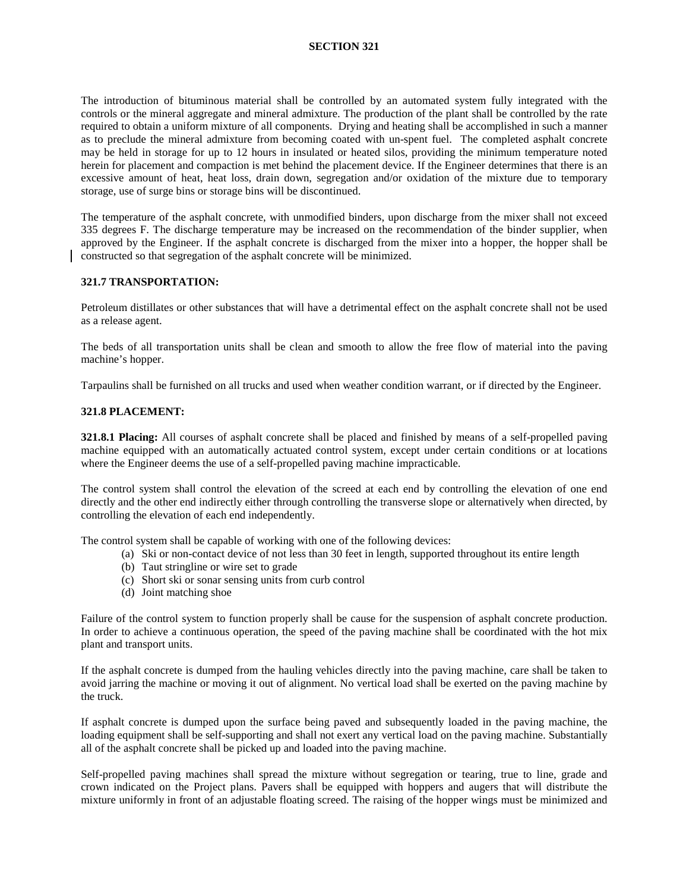The introduction of bituminous material shall be controlled by an automated system fully integrated with the controls or the mineral aggregate and mineral admixture. The production of the plant shall be controlled by the rate required to obtain a uniform mixture of all components. Drying and heating shall be accomplished in such a manner as to preclude the mineral admixture from becoming coated with un-spent fuel. The completed asphalt concrete may be held in storage for up to 12 hours in insulated or heated silos, providing the minimum temperature noted herein for placement and compaction is met behind the placement device. If the Engineer determines that there is an excessive amount of heat, heat loss, drain down, segregation and/or oxidation of the mixture due to temporary storage, use of surge bins or storage bins will be discontinued.

The temperature of the asphalt concrete, with unmodified binders, upon discharge from the mixer shall not exceed 335 degrees F. The discharge temperature may be increased on the recommendation of the binder supplier, when approved by the Engineer. If the asphalt concrete is discharged from the mixer into a hopper, the hopper shall be constructed so that segregation of the asphalt concrete will be minimized.

**321.7 TRANSPORTATION:**

Petroleum distillates or other substances that will have a detrimental effect on the asphalt concrete shall not be used as a release agent.

The beds of all transportation units shall be clean and smooth to allow the free flow of material into the paving machine's hopper.

Tarpaulins shall be furnished on all trucks and used when weather condition warrant, or if directed by the Engineer.

**321.8 PLACEMENT:**

**321.8.1 Placing:** All courses of asphalt concrete shall be placed and finished by means of a self-propelled paving machine equipped with an automatically actuated control system, except under certain conditions or at locations where the Engineer deems the use of a self-propelled paving machine impracticable.

The control system shall control the elevation of the screed at each end by controlling the elevation of one end directly and the other end indirectly either through controlling the transverse slope or alternatively when directed, by controlling the elevation of each end independently.

The control system shall be capable of working with one of the following devices:

(a) Ski or non-contact device of not less than 30 feet in length, supported throughout its entire length
(b) Taut stringline or wire set to grade
(c) Short ski or sonar sensing units from curb control
(d) Joint matching shoe

Failure of the control system to function properly shall be cause for the suspension of asphalt concrete production. In order to achieve a continuous operation, the speed of the paving machine shall be coordinated with the hot mix plant and transport units.

If the asphalt concrete is dumped from the hauling vehicles directly into the paving machine, care shall be taken to avoid jarring the machine or moving it out of alignment. No vertical load shall be exerted on the paving machine by the truck.

If asphalt concrete is dumped upon the surface being paved and subsequently loaded in the paving machine, the loading equipment shall be self-supporting and shall not exert any vertical load on the paving machine. Substantially all of the asphalt concrete shall be picked up and loaded into the paving machine.

Self-propelled paving machines shall spread the mixture without segregation or tearing, true to line, grade and crown indicated on the Project plans. Pavers shall be equipped with hoppers and augers that will distribute the mixture uniformly in front of an adjustable floating screed. The raising of the hopper wings must be minimized and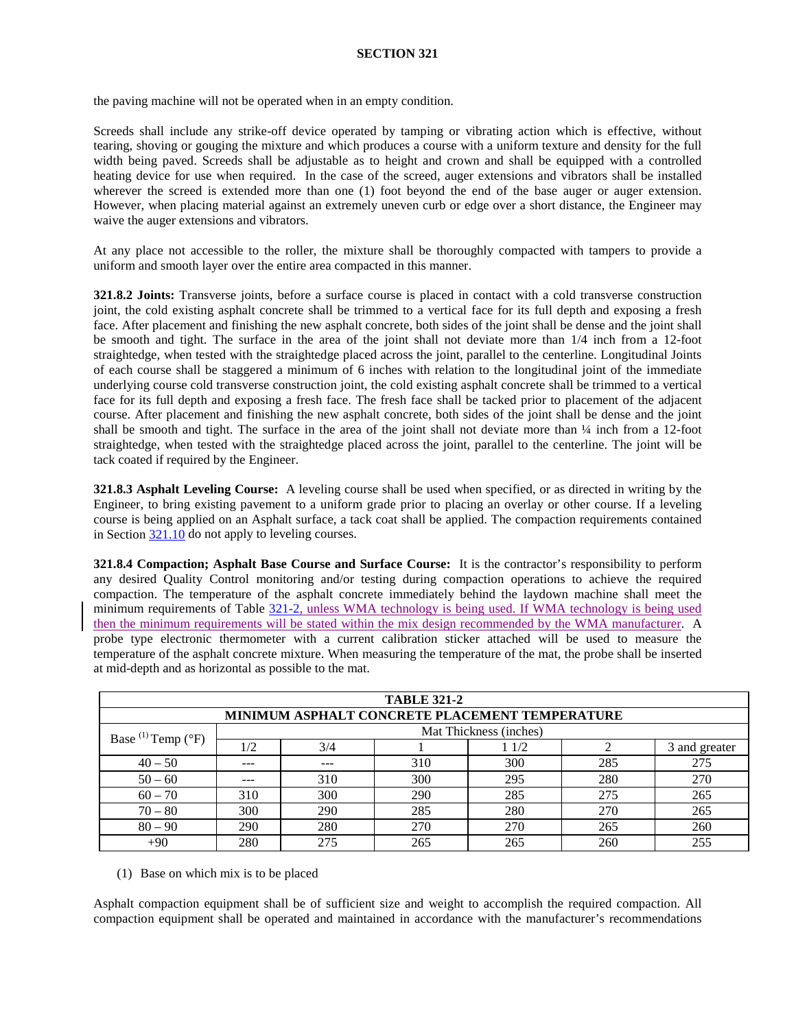the paving machine will not be operated when in an empty condition.

Screeds shall include any strike-off device operated by tamping or vibrating action which is effective, without tearing, shoving or gouging the mixture and which produces a course with a uniform texture and density for the full width being paved. Screeds shall be adjustable as to height and crown and shall be equipped with a controlled heating device for use when required. In the case of the screed, auger extensions and vibrators shall be installed wherever the screed is extended more than one (1) foot beyond the end of the base auger or auger extension. However, when placing material against an extremely uneven curb or edge over a short distance, the Engineer may waive the auger extensions and vibrators.

At any place not accessible to the roller, the mixture shall be thoroughly compacted with tampers to provide a uniform and smooth layer over the entire area compacted in this manner.

**321.8.2 Joints:** Transverse joints, before a surface course is placed in contact with a cold transverse construction joint, the cold existing asphalt concrete shall be trimmed to a vertical face for its full depth and exposing a fresh face. After placement and finishing the new asphalt concrete, both sides of the joint shall be dense and the joint shall be smooth and tight. The surface in the area of the joint shall not deviate more than 1/4 inch from a 12-foot straightedge, when tested with the straightedge placed across the joint, parallel to the centerline. Longitudinal Joints of each course shall be staggered a minimum of 6 inches with relation to the longitudinal joint of the immediate underlying course cold transverse construction joint, the cold existing asphalt concrete shall be trimmed to a vertical face for its full depth and exposing a fresh face. The fresh face shall be tacked prior to placement of the adjacent course. After placement and finishing the new asphalt concrete, both sides of the joint shall be dense and the joint shall be smooth and tight. The surface in the area of the joint shall not deviate more than ¼ inch from a 12-foot straightedge, when tested with the straightedge placed across the joint, parallel to the centerline. The joint will be tack coated if required by the Engineer.

**321.8.3 Asphalt Leveling Course:** A leveling course shall be used when specified, or as directed in writing by the Engineer, to bring existing pavement to a uniform grade prior to placing an overlay or other course. If a leveling course is being applied on an Asphalt surface, a tack coat shall be applied. The compaction requirements contained in Section 321.10 do not apply to leveling courses.

**321.8.4 Compaction; Asphalt Base Course and Surface Course:** It is the contractor's responsibility to perform any desired Quality Control monitoring and/or testing during compaction operations to achieve the required compaction. The temperature of the asphalt concrete immediately behind the laydown machine shall meet the minimum requirements of Table 321-2, unless WMA technology is being used. If WMA technology is being used then the minimum requirements will be stated within the mix design recommended by the WMA manufacturer. A probe type electronic thermometer with a current calibration sticker attached will be used to measure the temperature of the asphalt concrete mixture. When measuring the temperature of the mat, the probe shall be inserted at mid-depth and as horizontal as possible to the mat.

**TABLE 321-2**
**MINIMUM ASPHALT CONCRETE PLACEMENT TEMPERATURE**

| Base [1] Temp (°F) | Mat Thickness (inches) | | | | | |
|---|---|---|---|---|---|---|
| | 1/2 | 3/4 | 1 | 1 1/2 | 2 | 3 and greater |
| 40 – 50 | --- | --- | 310 | 300 | 285 | 275 |
| 50 – 60 | --- | 310 | 300 | 295 | 280 | 270 |
| 60 – 70 | 310 | 300 | 290 | 285 | 275 | 265 |
| 70 – 80 | 300 | 290 | 285 | 280 | 270 | 265 |
| 80 – 90 | 290 | 280 | 270 | 270 | 265 | 260 |
| +90 | 280 | 275 | 265 | 265 | 260 | 255 |

(1) Base on which mix is to be placed

Asphalt compaction equipment shall be of sufficient size and weight to accomplish the required compaction. All compaction equipment shall be operated and maintained in accordance with the manufacturer's recommendations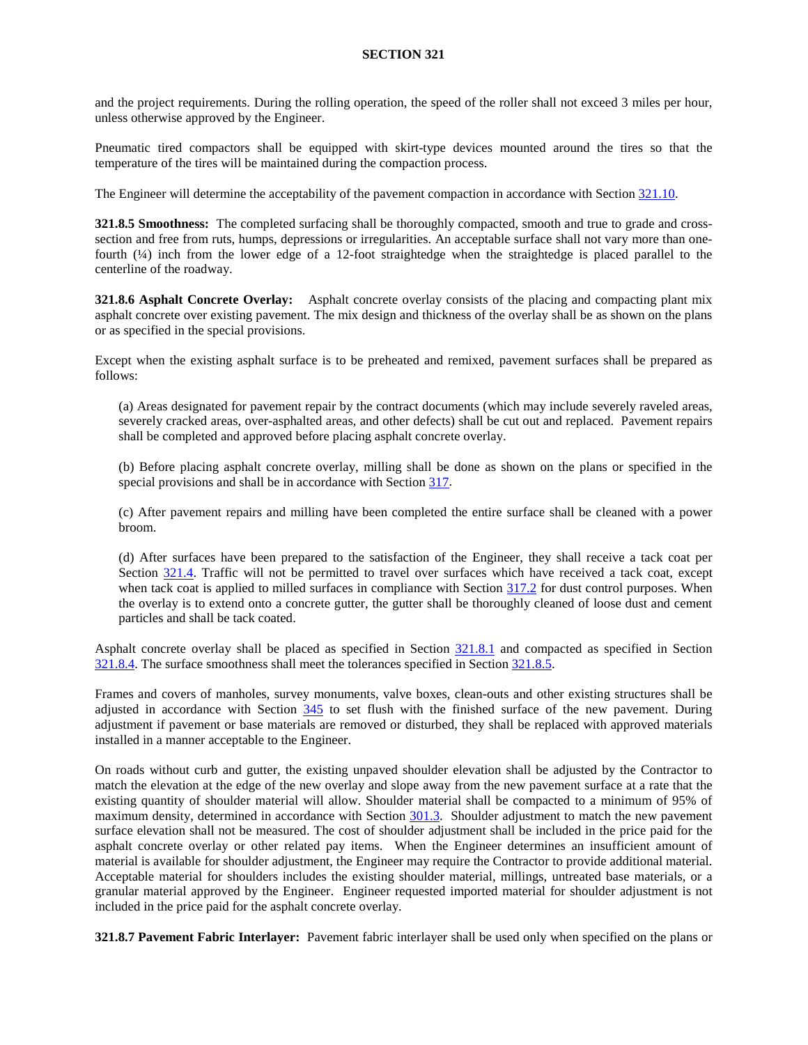and the project requirements. During the rolling operation, the speed of the roller shall not exceed 3 miles per hour, unless otherwise approved by the Engineer.

Pneumatic tired compactors shall be equipped with skirt-type devices mounted around the tires so that the temperature of the tires will be maintained during the compaction process.

The Engineer will determine the acceptability of the pavement compaction in accordance with Section 321.10.

**321.8.5 Smoothness:** The completed surfacing shall be thoroughly compacted, smooth and true to grade and cross-section and free from ruts, humps, depressions or irregularities. An acceptable surface shall not vary more than one-fourth (¼) inch from the lower edge of a 12-foot straightedge when the straightedge is placed parallel to the centerline of the roadway.

**321.8.6 Asphalt Concrete Overlay:** Asphalt concrete overlay consists of the placing and compacting plant mix asphalt concrete over existing pavement. The mix design and thickness of the overlay shall be as shown on the plans or as specified in the special provisions.

Except when the existing asphalt surface is to be preheated and remixed, pavement surfaces shall be prepared as follows:

(a) Areas designated for pavement repair by the contract documents (which may include severely raveled areas, severely cracked areas, over-asphalted areas, and other defects) shall be cut out and replaced. Pavement repairs shall be completed and approved before placing asphalt concrete overlay.

(b) Before placing asphalt concrete overlay, milling shall be done as shown on the plans or specified in the special provisions and shall be in accordance with Section 317.

(c) After pavement repairs and milling have been completed the entire surface shall be cleaned with a power broom.

(d) After surfaces have been prepared to the satisfaction of the Engineer, they shall receive a tack coat per Section 321.4. Traffic will not be permitted to travel over surfaces which have received a tack coat, except when tack coat is applied to milled surfaces in compliance with Section 317.2 for dust control purposes. When the overlay is to extend onto a concrete gutter, the gutter shall be thoroughly cleaned of loose dust and cement particles and shall be tack coated.

Asphalt concrete overlay shall be placed as specified in Section 321.8.1 and compacted as specified in Section 321.8.4. The surface smoothness shall meet the tolerances specified in Section 321.8.5.

Frames and covers of manholes, survey monuments, valve boxes, clean-outs and other existing structures shall be adjusted in accordance with Section 345 to set flush with the finished surface of the new pavement. During adjustment if pavement or base materials are removed or disturbed, they shall be replaced with approved materials installed in a manner acceptable to the Engineer.

On roads without curb and gutter, the existing unpaved shoulder elevation shall be adjusted by the Contractor to match the elevation at the edge of the new overlay and slope away from the new pavement surface at a rate that the existing quantity of shoulder material will allow. Shoulder material shall be compacted to a minimum of 95% of maximum density, determined in accordance with Section 301.3. Shoulder adjustment to match the new pavement surface elevation shall not be measured. The cost of shoulder adjustment shall be included in the price paid for the asphalt concrete overlay or other related pay items. When the Engineer determines an insufficient amount of material is available for shoulder adjustment, the Engineer may require the Contractor to provide additional material. Acceptable material for shoulders includes the existing shoulder material, millings, untreated base materials, or a granular material approved by the Engineer. Engineer requested imported material for shoulder adjustment is not included in the price paid for the asphalt concrete overlay.

**321.8.7 Pavement Fabric Interlayer:** Pavement fabric interlayer shall be used only when specified on the plans or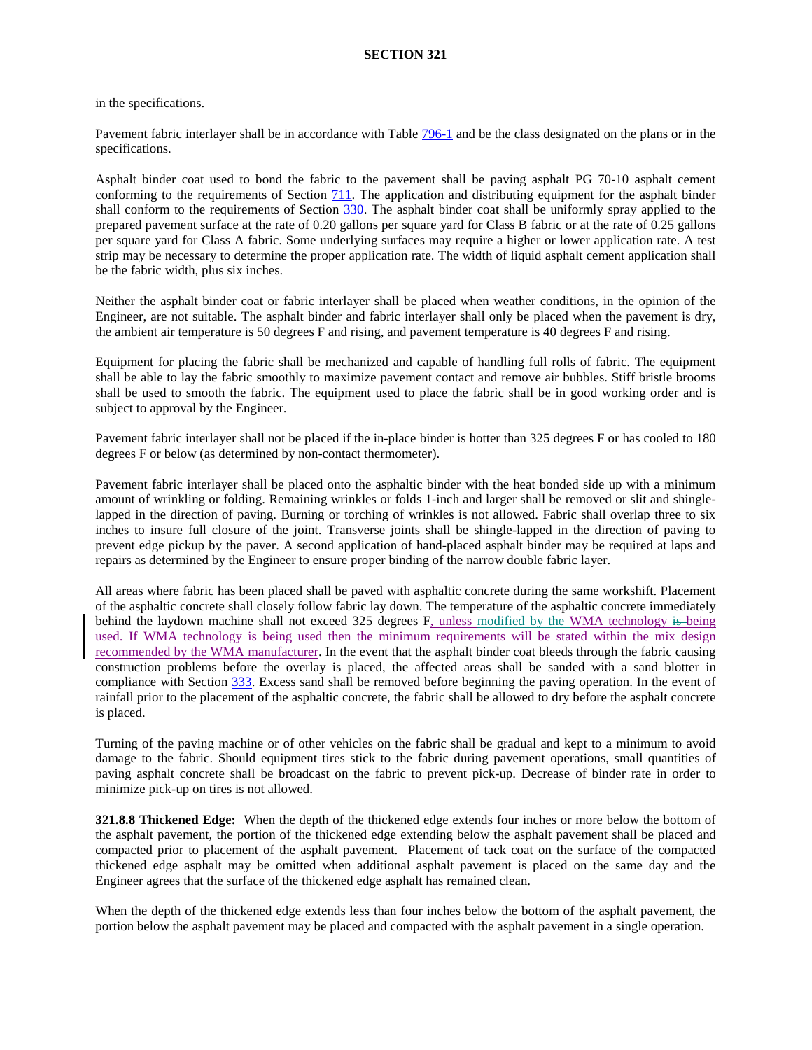in the specifications.

Pavement fabric interlayer shall be in accordance with Table 796-1 and be the class designated on the plans or in the specifications.

Asphalt binder coat used to bond the fabric to the pavement shall be paving asphalt PG 70-10 asphalt cement conforming to the requirements of Section 711. The application and distributing equipment for the asphalt binder shall conform to the requirements of Section 330. The asphalt binder coat shall be uniformly spray applied to the prepared pavement surface at the rate of 0.20 gallons per square yard for Class B fabric or at the rate of 0.25 gallons per square yard for Class A fabric. Some underlying surfaces may require a higher or lower application rate. A test strip may be necessary to determine the proper application rate. The width of liquid asphalt cement application shall be the fabric width, plus six inches.

Neither the asphalt binder coat or fabric interlayer shall be placed when weather conditions, in the opinion of the Engineer, are not suitable. The asphalt binder and fabric interlayer shall only be placed when the pavement is dry, the ambient air temperature is 50 degrees F and rising, and pavement temperature is 40 degrees F and rising.

Equipment for placing the fabric shall be mechanized and capable of handling full rolls of fabric. The equipment shall be able to lay the fabric smoothly to maximize pavement contact and remove air bubbles. Stiff bristle brooms shall be used to smooth the fabric. The equipment used to place the fabric shall be in good working order and is subject to approval by the Engineer.

Pavement fabric interlayer shall not be placed if the in-place binder is hotter than 325 degrees F or has cooled to 180 degrees F or below (as determined by non-contact thermometer).

Pavement fabric interlayer shall be placed onto the asphaltic binder with the heat bonded side up with a minimum amount of wrinkling or folding. Remaining wrinkles or folds 1-inch and larger shall be removed or slit and shingle-lapped in the direction of paving. Burning or torching of wrinkles is not allowed. Fabric shall overlap three to six inches to insure full closure of the joint. Transverse joints shall be shingle-lapped in the direction of paving to prevent edge pickup by the paver. A second application of hand-placed asphalt binder may be required at laps and repairs as determined by the Engineer to ensure proper binding of the narrow double fabric layer.

All areas where fabric has been placed shall be paved with asphaltic concrete during the same workshift. Placement of the asphaltic concrete shall closely follow fabric lay down. The temperature of the asphaltic concrete immediately behind the laydown machine shall not exceed 325 degrees F, unless modified by the WMA technology ~~is~~ being used. If WMA technology is being used then the minimum requirements will be stated within the mix design recommended by the WMA manufacturer. In the event that the asphalt binder coat bleeds through the fabric causing construction problems before the overlay is placed, the affected areas shall be sanded with a sand blotter in compliance with Section 333. Excess sand shall be removed before beginning the paving operation. In the event of rainfall prior to the placement of the asphaltic concrete, the fabric shall be allowed to dry before the asphalt concrete is placed.

Turning of the paving machine or of other vehicles on the fabric shall be gradual and kept to a minimum to avoid damage to the fabric. Should equipment tires stick to the fabric during pavement operations, small quantities of paving asphalt concrete shall be broadcast on the fabric to prevent pick-up. Decrease of binder rate in order to minimize pick-up on tires is not allowed.

**321.8.8 Thickened Edge:** When the depth of the thickened edge extends four inches or more below the bottom of the asphalt pavement, the portion of the thickened edge extending below the asphalt pavement shall be placed and compacted prior to placement of the asphalt pavement. Placement of tack coat on the surface of the compacted thickened edge asphalt may be omitted when additional asphalt pavement is placed on the same day and the Engineer agrees that the surface of the thickened edge asphalt has remained clean.

When the depth of the thickened edge extends less than four inches below the bottom of the asphalt pavement, the portion below the asphalt pavement may be placed and compacted with the asphalt pavement in a single operation.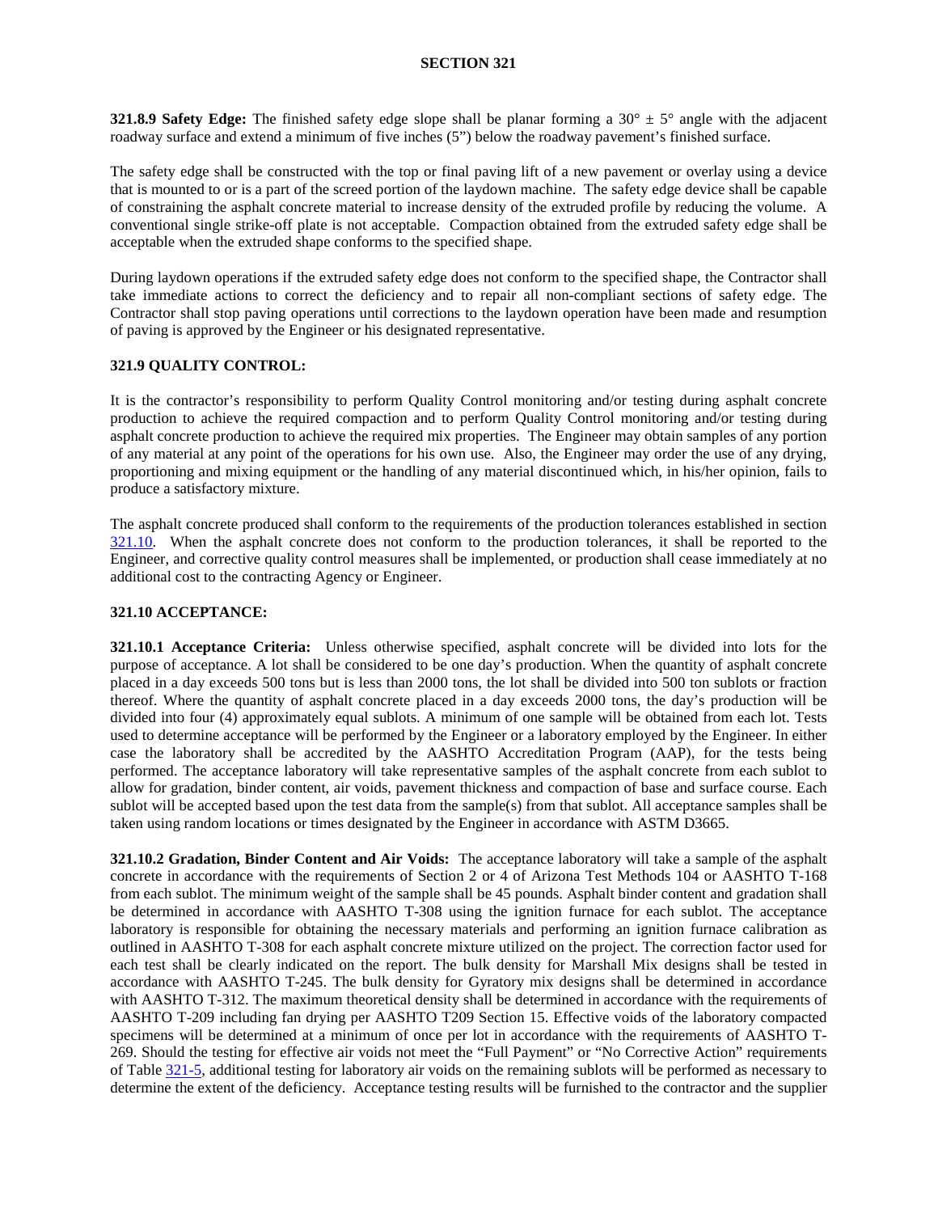# SECTION 321

**321.8.9 Safety Edge:** The finished safety edge slope shall be planar forming a 30° ± 5° angle with the adjacent roadway surface and extend a minimum of five inches (5") below the roadway pavement's finished surface.

The safety edge shall be constructed with the top or final paving lift of a new pavement or overlay using a device that is mounted to or is a part of the screed portion of the laydown machine. The safety edge device shall be capable of constraining the asphalt concrete material to increase density of the extruded profile by reducing the volume. A conventional single strike-off plate is not acceptable. Compaction obtained from the extruded safety edge shall be acceptable when the extruded shape conforms to the specified shape.

During laydown operations if the extruded safety edge does not conform to the specified shape, the Contractor shall take immediate actions to correct the deficiency and to repair all non-compliant sections of safety edge. The Contractor shall stop paving operations until corrections to the laydown operation have been made and resumption of paving is approved by the Engineer or his designated representative.

## 321.9 QUALITY CONTROL:

It is the contractor's responsibility to perform Quality Control monitoring and/or testing during asphalt concrete production to achieve the required compaction and to perform Quality Control monitoring and/or testing during asphalt concrete production to achieve the required mix properties. The Engineer may obtain samples of any portion of any material at any point of the operations for his own use. Also, the Engineer may order the use of any drying, proportioning and mixing equipment or the handling of any material discontinued which, in his/her opinion, fails to produce a satisfactory mixture.

The asphalt concrete produced shall conform to the requirements of the production tolerances established in section 321.10. When the asphalt concrete does not conform to the production tolerances, it shall be reported to the Engineer, and corrective quality control measures shall be implemented, or production shall cease immediately at no additional cost to the contracting Agency or Engineer.

## 321.10 ACCEPTANCE:

**321.10.1 Acceptance Criteria:** Unless otherwise specified, asphalt concrete will be divided into lots for the purpose of acceptance. A lot shall be considered to be one day's production. When the quantity of asphalt concrete placed in a day exceeds 500 tons but is less than 2000 tons, the lot shall be divided into 500 ton sublots or fraction thereof. Where the quantity of asphalt concrete placed in a day exceeds 2000 tons, the day's production will be divided into four (4) approximately equal sublots. A minimum of one sample will be obtained from each lot. Tests used to determine acceptance will be performed by the Engineer or a laboratory employed by the Engineer. In either case the laboratory shall be accredited by the AASHTO Accreditation Program (AAP), for the tests being performed. The acceptance laboratory will take representative samples of the asphalt concrete from each sublot to allow for gradation, binder content, air voids, pavement thickness and compaction of base and surface course. Each sublot will be accepted based upon the test data from the sample(s) from that sublot. All acceptance samples shall be taken using random locations or times designated by the Engineer in accordance with ASTM D3665.

**321.10.2 Gradation, Binder Content and Air Voids:** The acceptance laboratory will take a sample of the asphalt concrete in accordance with the requirements of Section 2 or 4 of Arizona Test Methods 104 or AASHTO T-168 from each sublot. The minimum weight of the sample shall be 45 pounds. Asphalt binder content and gradation shall be determined in accordance with AASHTO T-308 using the ignition furnace for each sublot. The acceptance laboratory is responsible for obtaining the necessary materials and performing an ignition furnace calibration as outlined in AASHTO T-308 for each asphalt concrete mixture utilized on the project. The correction factor used for each test shall be clearly indicated on the report. The bulk density for Marshall Mix designs shall be tested in accordance with AASHTO T-245. The bulk density for Gyratory mix designs shall be determined in accordance with AASHTO T-312. The maximum theoretical density shall be determined in accordance with the requirements of AASHTO T-209 including fan drying per AASHTO T209 Section 15. Effective voids of the laboratory compacted specimens will be determined at a minimum of once per lot in accordance with the requirements of AASHTO T-269. Should the testing for effective air voids not meet the "Full Payment" or "No Corrective Action" requirements of Table 321-5, additional testing for laboratory air voids on the remaining sublots will be performed as necessary to determine the extent of the deficiency. Acceptance testing results will be furnished to the contractor and the supplier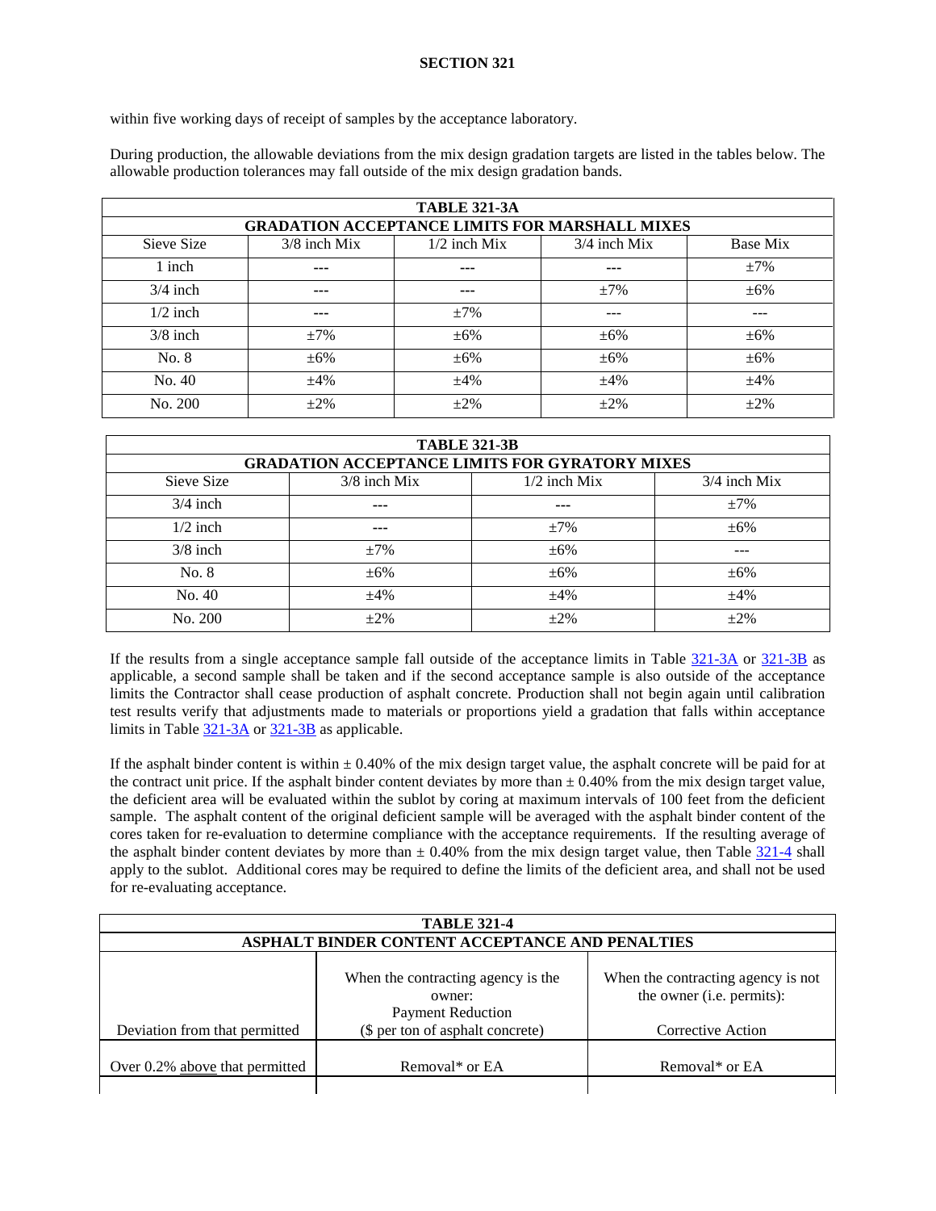within five working days of receipt of samples by the acceptance laboratory.

During production, the allowable deviations from the mix design gradation targets are listed in the tables below. The allowable production tolerances may fall outside of the mix design gradation bands.

| TABLE 321-3A | | | | |
|---|---|---|---|---|
| **GRADATION ACCEPTANCE LIMITS FOR MARSHALL MIXES** | | | | |
| Sieve Size | 3/8 inch Mix | 1/2 inch Mix | 3/4 inch Mix | Base Mix |
| 1 inch | --- | --- | --- | ±7% |
| 3/4 inch | --- | --- | ±7% | ±6% |
| 1/2 inch | --- | ±7% | --- | --- |
| 3/8 inch | ±7% | ±6% | ±6% | ±6% |
| No. 8 | ±6% | ±6% | ±6% | ±6% |
| No. 40 | ±4% | ±4% | ±4% | ±4% |
| No. 200 | ±2% | ±2% | ±2% | ±2% |

| TABLE 321-3B | | | |
|---|---|---|---|
| **GRADATION ACCEPTANCE LIMITS FOR GYRATORY MIXES** | | | |
| Sieve Size | 3/8 inch Mix | 1/2 inch Mix | 3/4 inch Mix |
| 3/4 inch | --- | --- | ±7% |
| 1/2 inch | --- | ±7% | ±6% |
| 3/8 inch | ±7% | ±6% | --- |
| No. 8 | ±6% | ±6% | ±6% |
| No. 40 | ±4% | ±4% | ±4% |
| No. 200 | ±2% | ±2% | ±2% |

If the results from a single acceptance sample fall outside of the acceptance limits in Table 321-3A or 321-3B as applicable, a second sample shall be taken and if the second acceptance sample is also outside of the acceptance limits the Contractor shall cease production of asphalt concrete. Production shall not begin again until calibration test results verify that adjustments made to materials or proportions yield a gradation that falls within acceptance limits in Table 321-3A or 321-3B as applicable.

If the asphalt binder content is within ± 0.40% of the mix design target value, the asphalt concrete will be paid for at the contract unit price. If the asphalt binder content deviates by more than ± 0.40% from the mix design target value, the deficient area will be evaluated within the sublot by coring at maximum intervals of 100 feet from the deficient sample. The asphalt content of the original deficient sample will be averaged with the asphalt binder content of the cores taken for re-evaluation to determine compliance with the acceptance requirements. If the resulting average of the asphalt binder content deviates by more than ± 0.40% from the mix design target value, then Table 321-4 shall apply to the sublot. Additional cores may be required to define the limits of the deficient area, and shall not be used for re-evaluating acceptance.

| TABLE 321-4 | | |
|---|---|---|
| **ASPHALT BINDER CONTENT ACCEPTANCE AND PENALTIES** | | |
| Deviation from that permitted | When the contracting agency is the owner: Payment Reduction ($ per ton of asphalt concrete) | When the contracting agency is not the owner (i.e. permits): Corrective Action |
| Over 0.2% above that permitted | Removal* or EA | Removal* or EA |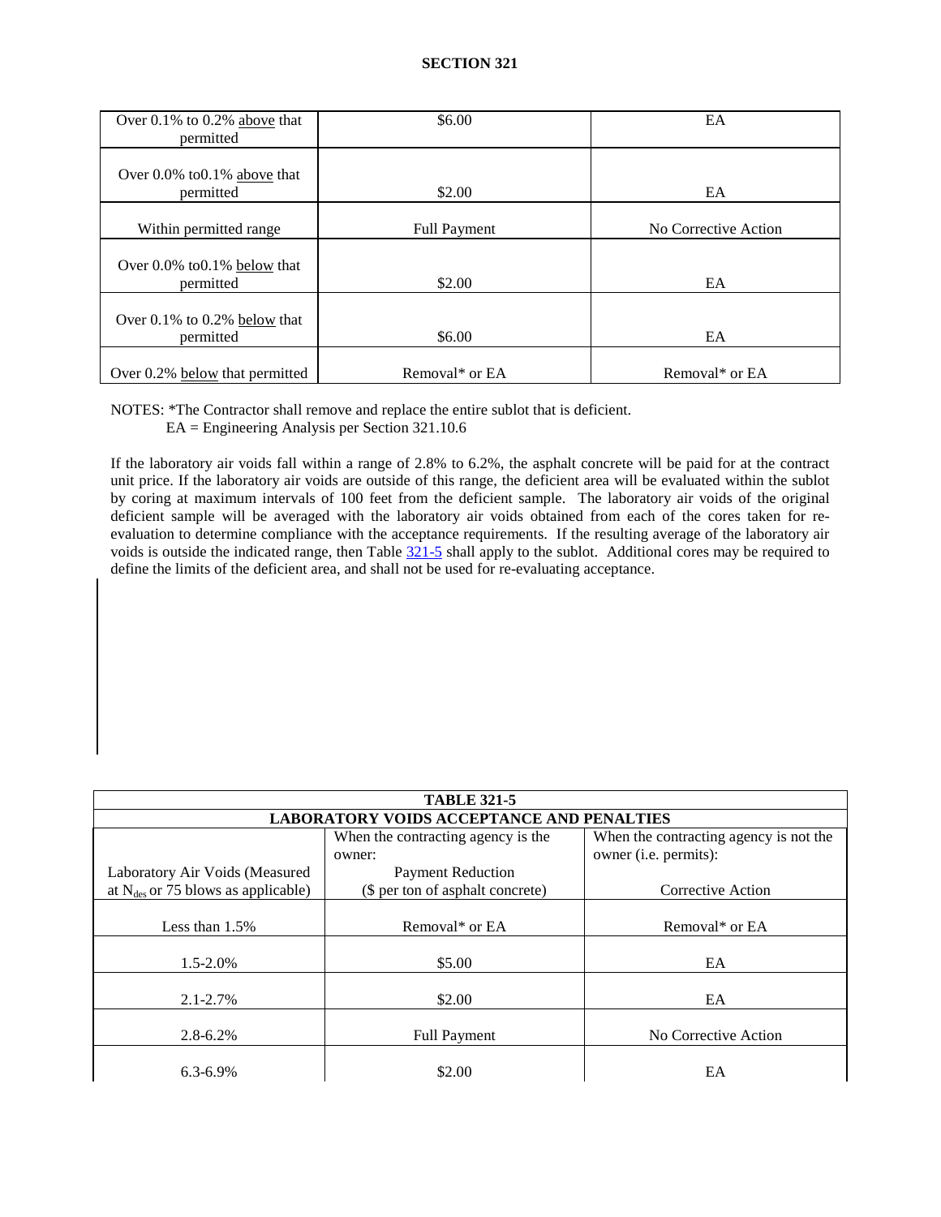| | | |
|---|---|---|
| Over 0.1% to 0.2% above that permitted | \$6.00 | EA |
| Over 0.0% to0.1% above that permitted | \$2.00 | EA |
| Within permitted range | Full Payment | No Corrective Action |
| Over 0.0% to0.1% below that permitted | \$2.00 | EA |
| Over 0.1% to 0.2% below that permitted | \$6.00 | EA |
| Over 0.2% below that permitted | Removal* or EA | Removal* or EA |

NOTES: *The Contractor shall remove and replace the entire sublot that is deficient.
EA = Engineering Analysis per Section 321.10.6

If the laboratory air voids fall within a range of 2.8% to 6.2%, the asphalt concrete will be paid for at the contract unit price. If the laboratory air voids are outside of this range, the deficient area will be evaluated within the sublot by coring at maximum intervals of 100 feet from the deficient sample. The laboratory air voids of the original deficient sample will be averaged with the laboratory air voids obtained from each of the cores taken for re-evaluation to determine compliance with the acceptance requirements. If the resulting average of the laboratory air voids is outside the indicated range, then Table 321-5 shall apply to the sublot. Additional cores may be required to define the limits of the deficient area, and shall not be used for re-evaluating acceptance.

| TABLE 321-5 | | |
|---|---|---|
| **LABORATORY VOIDS ACCEPTANCE AND PENALTIES** | | |
| Laboratory Air Voids (Measured at $N_{des}$ or 75 blows as applicable) | When the contracting agency is the owner: Payment Reduction (\$ per ton of asphalt concrete) | When the contracting agency is not the owner (i.e. permits): Corrective Action |
| Less than 1.5% | Removal* or EA | Removal* or EA |
| 1.5-2.0% | \$5.00 | EA |
| 2.1-2.7% | \$2.00 | EA |
| 2.8-6.2% | Full Payment | No Corrective Action |
| 6.3-6.9% | \$2.00 | EA |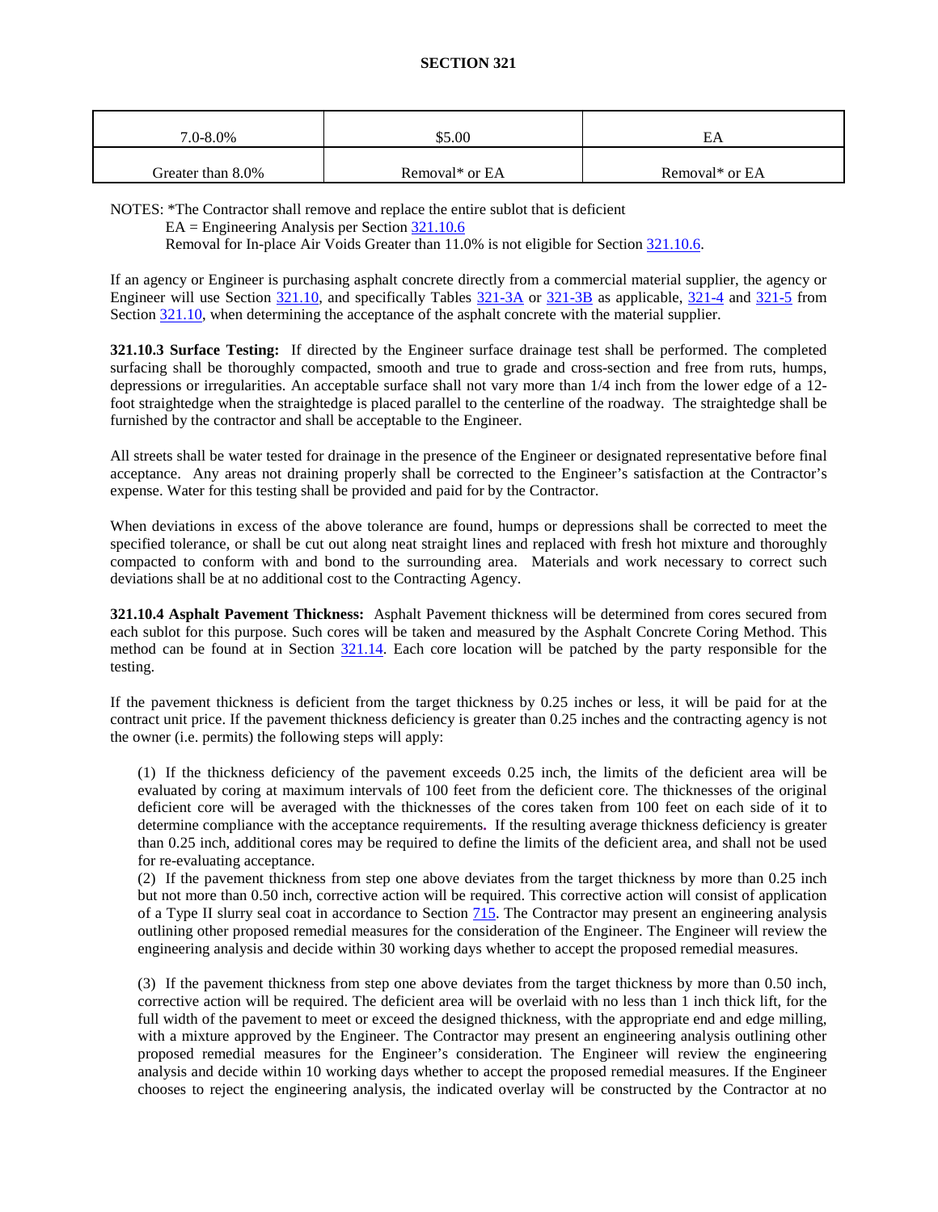| 7.0-8.0% | $5.00 | EA |
|---|---|---|
| Greater than 8.0% | Removal* or EA | Removal* or EA |

NOTES: *The Contractor shall remove and replace the entire sublot that is deficient
EA = Engineering Analysis per Section 321.10.6
Removal for In-place Air Voids Greater than 11.0% is not eligible for Section 321.10.6.

If an agency or Engineer is purchasing asphalt concrete directly from a commercial material supplier, the agency or Engineer will use Section 321.10, and specifically Tables 321-3A or 321-3B as applicable, 321-4 and 321-5 from Section 321.10, when determining the acceptance of the asphalt concrete with the material supplier.

**321.10.3 Surface Testing:** If directed by the Engineer surface drainage test shall be performed. The completed surfacing shall be thoroughly compacted, smooth and true to grade and cross-section and free from ruts, humps, depressions or irregularities. An acceptable surface shall not vary more than 1/4 inch from the lower edge of a 12-foot straightedge when the straightedge is placed parallel to the centerline of the roadway. The straightedge shall be furnished by the contractor and shall be acceptable to the Engineer.

All streets shall be water tested for drainage in the presence of the Engineer or designated representative before final acceptance. Any areas not draining properly shall be corrected to the Engineer's satisfaction at the Contractor's expense. Water for this testing shall be provided and paid for by the Contractor.

When deviations in excess of the above tolerance are found, humps or depressions shall be corrected to meet the specified tolerance, or shall be cut out along neat straight lines and replaced with fresh hot mixture and thoroughly compacted to conform with and bond to the surrounding area. Materials and work necessary to correct such deviations shall be at no additional cost to the Contracting Agency.

**321.10.4 Asphalt Pavement Thickness:** Asphalt Pavement thickness will be determined from cores secured from each sublot for this purpose. Such cores will be taken and measured by the Asphalt Concrete Coring Method. This method can be found at in Section 321.14. Each core location will be patched by the party responsible for the testing.

If the pavement thickness is deficient from the target thickness by 0.25 inches or less, it will be paid for at the contract unit price. If the pavement thickness deficiency is greater than 0.25 inches and the contracting agency is not the owner (i.e. permits) the following steps will apply:

(1) If the thickness deficiency of the pavement exceeds 0.25 inch, the limits of the deficient area will be evaluated by coring at maximum intervals of 100 feet from the deficient core. The thicknesses of the original deficient core will be averaged with the thicknesses of the cores taken from 100 feet on each side of it to determine compliance with the acceptance requirements**.** If the resulting average thickness deficiency is greater than 0.25 inch, additional cores may be required to define the limits of the deficient area, and shall not be used for re-evaluating acceptance.

(2) If the pavement thickness from step one above deviates from the target thickness by more than 0.25 inch but not more than 0.50 inch, corrective action will be required. This corrective action will consist of application of a Type II slurry seal coat in accordance to Section 715. The Contractor may present an engineering analysis outlining other proposed remedial measures for the consideration of the Engineer. The Engineer will review the engineering analysis and decide within 30 working days whether to accept the proposed remedial measures.

(3) If the pavement thickness from step one above deviates from the target thickness by more than 0.50 inch, corrective action will be required. The deficient area will be overlaid with no less than 1 inch thick lift, for the full width of the pavement to meet or exceed the designed thickness, with the appropriate end and edge milling, with a mixture approved by the Engineer. The Contractor may present an engineering analysis outlining other proposed remedial measures for the Engineer's consideration. The Engineer will review the engineering analysis and decide within 10 working days whether to accept the proposed remedial measures. If the Engineer chooses to reject the engineering analysis, the indicated overlay will be constructed by the Contractor at no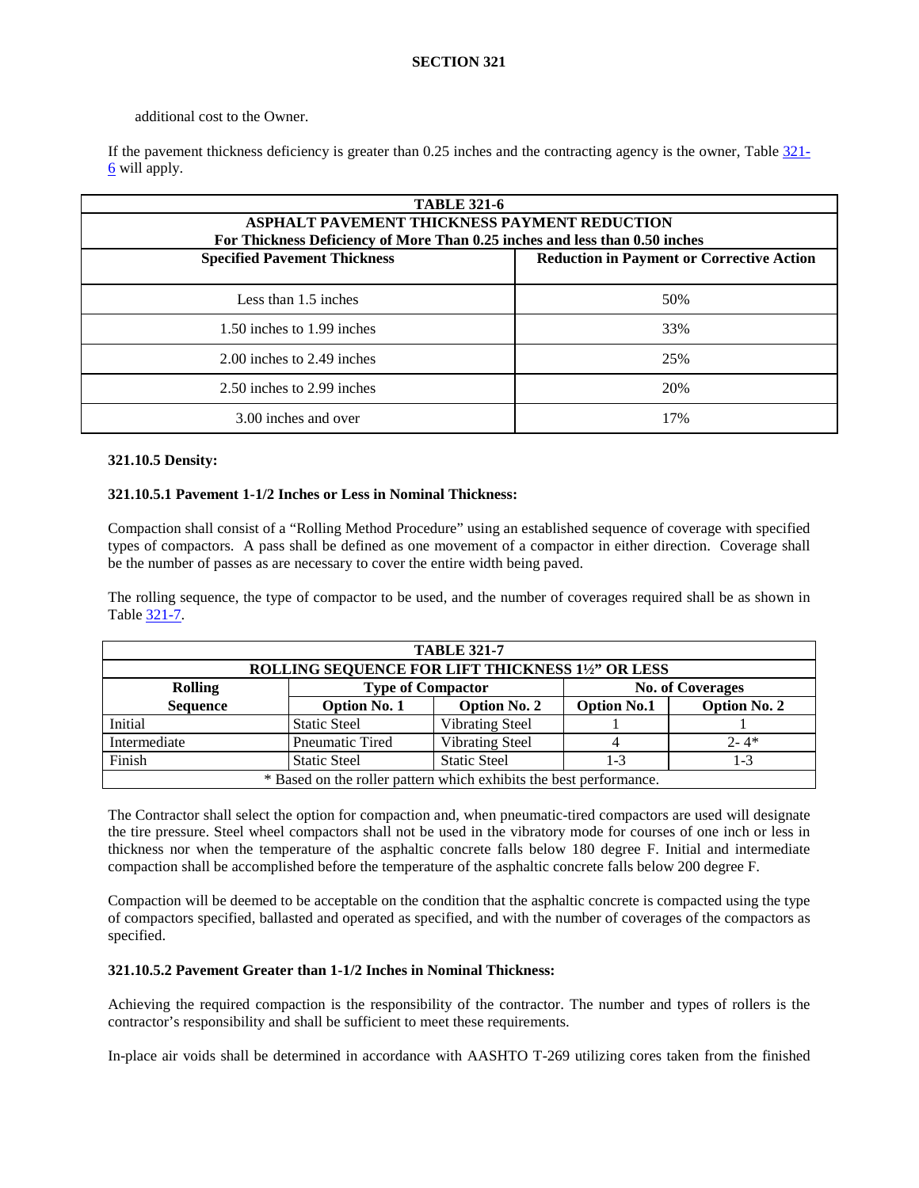additional cost to the Owner.

If the pavement thickness deficiency is greater than 0.25 inches and the contracting agency is the owner, Table 321-6 will apply.

| TABLE 321-6<br>ASPHALT PAVEMENT THICKNESS PAYMENT REDUCTION<br>For Thickness Deficiency of More Than 0.25 inches and less than 0.50 inches | |
|---|---|
| **Specified Pavement Thickness** | **Reduction in Payment or Corrective Action** |
| Less than 1.5 inches | 50% |
| 1.50 inches to 1.99 inches | 33% |
| 2.00 inches to 2.49 inches | 25% |
| 2.50 inches to 2.99 inches | 20% |
| 3.00 inches and over | 17% |

**321.10.5 Density:**

**321.10.5.1 Pavement 1-1/2 Inches or Less in Nominal Thickness:**

Compaction shall consist of a "Rolling Method Procedure" using an established sequence of coverage with specified types of compactors. A pass shall be defined as one movement of a compactor in either direction. Coverage shall be the number of passes as are necessary to cover the entire width being paved.

The rolling sequence, the type of compactor to be used, and the number of coverages required shall be as shown in Table 321-7.

| TABLE 321-7<br>ROLLING SEQUENCE FOR LIFT THICKNESS 1½" OR LESS | | | | |
|---|---|---|---|---|
| **Rolling** | **Type of Compactor** | | **No. of Coverages** | |
| **Sequence** | **Option No. 1** | **Option No. 2** | **Option No.1** | **Option No. 2** |
| Initial | Static Steel | Vibrating Steel | 1 | 1 |
| Intermediate | Pneumatic Tired | Vibrating Steel | 4 | 2- 4* |
| Finish | Static Steel | Static Steel | 1-3 | 1-3 |
| * Based on the roller pattern which exhibits the best performance. | | | | |

The Contractor shall select the option for compaction and, when pneumatic-tired compactors are used will designate the tire pressure. Steel wheel compactors shall not be used in the vibratory mode for courses of one inch or less in thickness nor when the temperature of the asphaltic concrete falls below 180 degree F. Initial and intermediate compaction shall be accomplished before the temperature of the asphaltic concrete falls below 200 degree F.

Compaction will be deemed to be acceptable on the condition that the asphaltic concrete is compacted using the type of compactors specified, ballasted and operated as specified, and with the number of coverages of the compactors as specified.

**321.10.5.2 Pavement Greater than 1-1/2 Inches in Nominal Thickness:**

Achieving the required compaction is the responsibility of the contractor. The number and types of rollers is the contractor's responsibility and shall be sufficient to meet these requirements.

In-place air voids shall be determined in accordance with AASHTO T-269 utilizing cores taken from the finished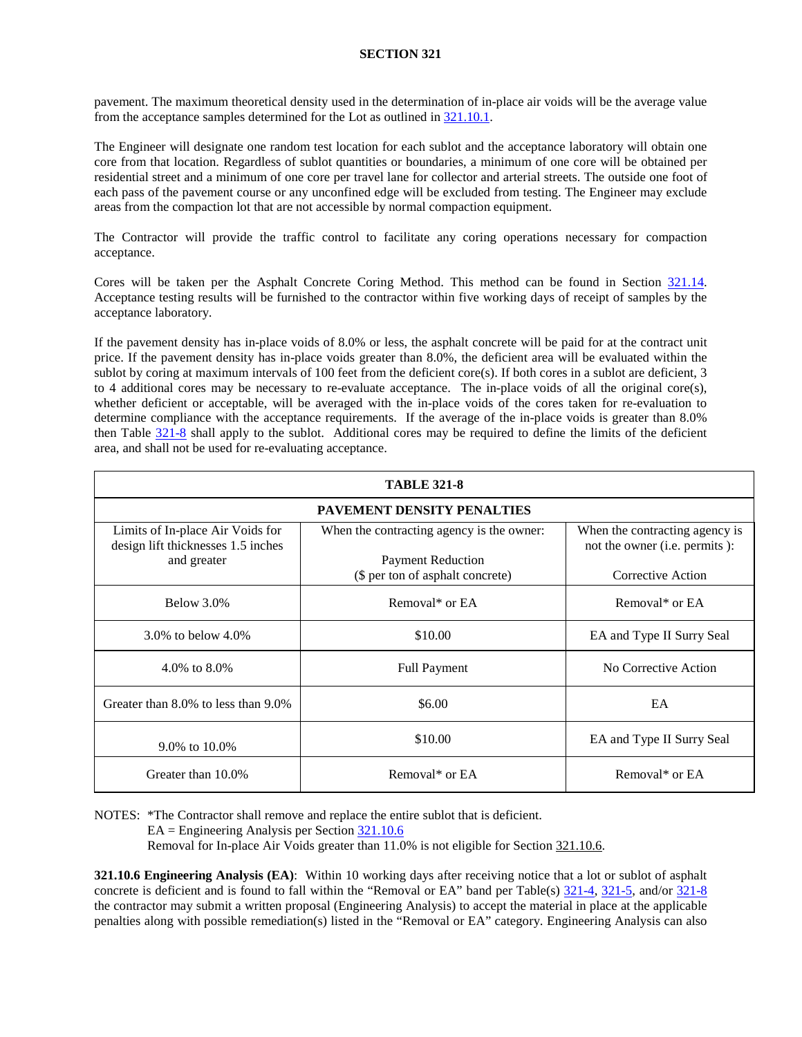pavement. The maximum theoretical density used in the determination of in-place air voids will be the average value from the acceptance samples determined for the Lot as outlined in 321.10.1.

The Engineer will designate one random test location for each sublot and the acceptance laboratory will obtain one core from that location. Regardless of sublot quantities or boundaries, a minimum of one core will be obtained per residential street and a minimum of one core per travel lane for collector and arterial streets. The outside one foot of each pass of the pavement course or any unconfined edge will be excluded from testing. The Engineer may exclude areas from the compaction lot that are not accessible by normal compaction equipment.

The Contractor will provide the traffic control to facilitate any coring operations necessary for compaction acceptance.

Cores will be taken per the Asphalt Concrete Coring Method. This method can be found in Section 321.14. Acceptance testing results will be furnished to the contractor within five working days of receipt of samples by the acceptance laboratory.

If the pavement density has in-place voids of 8.0% or less, the asphalt concrete will be paid for at the contract unit price. If the pavement density has in-place voids greater than 8.0%, the deficient area will be evaluated within the sublot by coring at maximum intervals of 100 feet from the deficient core(s). If both cores in a sublot are deficient, 3 to 4 additional cores may be necessary to re-evaluate acceptance. The in-place voids of all the original core(s), whether deficient or acceptable, will be averaged with the in-place voids of the cores taken for re-evaluation to determine compliance with the acceptance requirements. If the average of the in-place voids is greater than 8.0% then Table 321-8 shall apply to the sublot. Additional cores may be required to define the limits of the deficient area, and shall not be used for re-evaluating acceptance.

**TABLE 321-8**

**PAVEMENT DENSITY PENALTIES**

| Limits of In-place Air Voids for design lift thicknesses 1.5 inches and greater | When the contracting agency is the owner: Payment Reduction ($ per ton of asphalt concrete) | When the contracting agency is not the owner (i.e. permits ): Corrective Action |
|---|---|---|
| Below 3.0% | Removal* or EA | Removal* or EA |
| 3.0% to below 4.0% | $10.00 | EA and Type II Surry Seal |
| 4.0% to 8.0% | Full Payment | No Corrective Action |
| Greater than 8.0% to less than 9.0% | $6.00 | EA |
| 9.0% to 10.0% | $10.00 | EA and Type II Surry Seal |
| Greater than 10.0% | Removal* or EA | Removal* or EA |

NOTES: *The Contractor shall remove and replace the entire sublot that is deficient.
EA = Engineering Analysis per Section 321.10.6
Removal for In-place Air Voids greater than 11.0% is not eligible for Section 321.10.6.

**321.10.6 Engineering Analysis (EA)**: Within 10 working days after receiving notice that a lot or sublot of asphalt concrete is deficient and is found to fall within the "Removal or EA" band per Table(s) 321-4, 321-5, and/or 321-8 the contractor may submit a written proposal (Engineering Analysis) to accept the material in place at the applicable penalties along with possible remediation(s) listed in the "Removal or EA" category. Engineering Analysis can also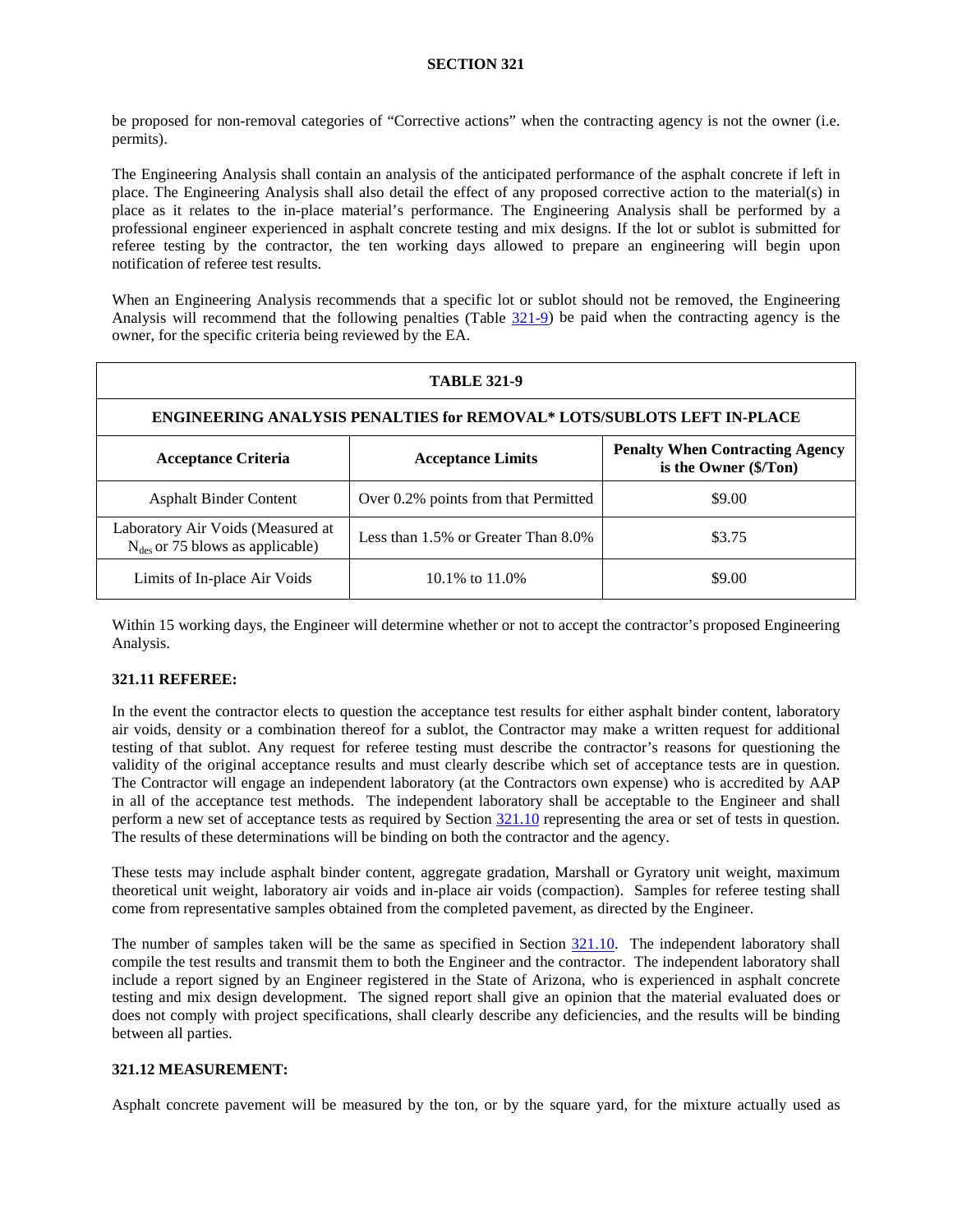be proposed for non-removal categories of "Corrective actions" when the contracting agency is not the owner (i.e. permits).

The Engineering Analysis shall contain an analysis of the anticipated performance of the asphalt concrete if left in place. The Engineering Analysis shall also detail the effect of any proposed corrective action to the material(s) in place as it relates to the in-place material's performance. The Engineering Analysis shall be performed by a professional engineer experienced in asphalt concrete testing and mix designs. If the lot or sublot is submitted for referee testing by the contractor, the ten working days allowed to prepare an engineering will begin upon notification of referee test results.

When an Engineering Analysis recommends that a specific lot or sublot should not be removed, the Engineering Analysis will recommend that the following penalties (Table 321-9) be paid when the contracting agency is the owner, for the specific criteria being reviewed by the EA.

**TABLE 321-9**

**ENGINEERING ANALYSIS PENALTIES for REMOVAL\* LOTS/SUBLOTS LEFT IN-PLACE**

| Acceptance Criteria | Acceptance Limits | Penalty When Contracting Agency is the Owner ($/Ton) |
|---|---|---|
| Asphalt Binder Content | Over 0.2% points from that Permitted | $9.00 |
| Laboratory Air Voids (Measured at $N_{des}$ or 75 blows as applicable) | Less than 1.5% or Greater Than 8.0% | $3.75 |
| Limits of In-place Air Voids | 10.1% to 11.0% | $9.00 |

Within 15 working days, the Engineer will determine whether or not to accept the contractor's proposed Engineering Analysis.

### 321.11 REFEREE:

In the event the contractor elects to question the acceptance test results for either asphalt binder content, laboratory air voids, density or a combination thereof for a sublot, the Contractor may make a written request for additional testing of that sublot. Any request for referee testing must describe the contractor's reasons for questioning the validity of the original acceptance results and must clearly describe which set of acceptance tests are in question. The Contractor will engage an independent laboratory (at the Contractors own expense) who is accredited by AAP in all of the acceptance test methods. The independent laboratory shall be acceptable to the Engineer and shall perform a new set of acceptance tests as required by Section 321.10 representing the area or set of tests in question. The results of these determinations will be binding on both the contractor and the agency.

These tests may include asphalt binder content, aggregate gradation, Marshall or Gyratory unit weight, maximum theoretical unit weight, laboratory air voids and in-place air voids (compaction). Samples for referee testing shall come from representative samples obtained from the completed pavement, as directed by the Engineer.

The number of samples taken will be the same as specified in Section 321.10. The independent laboratory shall compile the test results and transmit them to both the Engineer and the contractor. The independent laboratory shall include a report signed by an Engineer registered in the State of Arizona, who is experienced in asphalt concrete testing and mix design development. The signed report shall give an opinion that the material evaluated does or does not comply with project specifications, shall clearly describe any deficiencies, and the results will be binding between all parties.

### 321.12 MEASUREMENT:

Asphalt concrete pavement will be measured by the ton, or by the square yard, for the mixture actually used as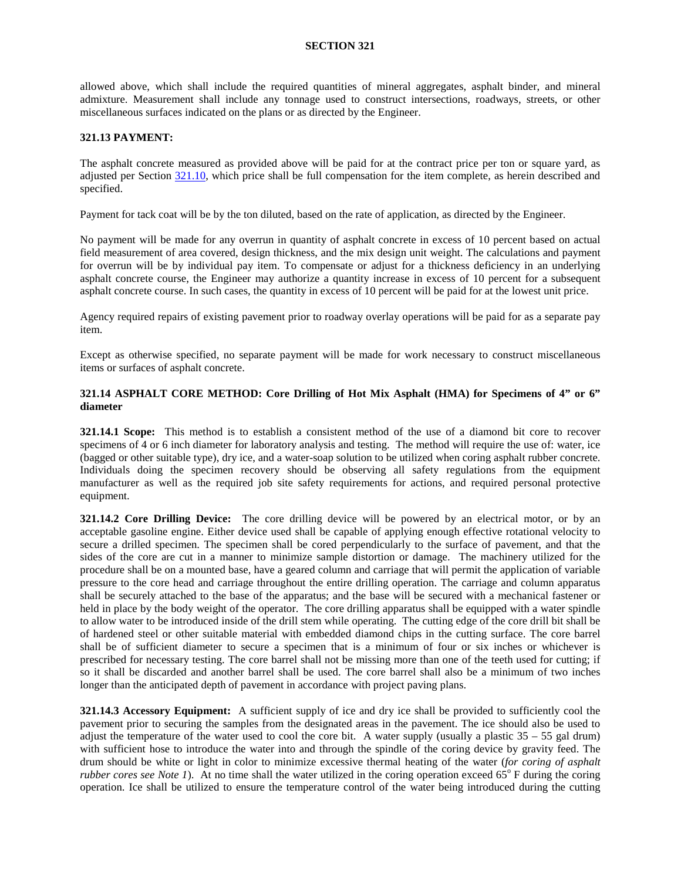allowed above, which shall include the required quantities of mineral aggregates, asphalt binder, and mineral admixture. Measurement shall include any tonnage used to construct intersections, roadways, streets, or other miscellaneous surfaces indicated on the plans or as directed by the Engineer.

## 321.13 PAYMENT:

The asphalt concrete measured as provided above will be paid for at the contract price per ton or square yard, as adjusted per Section 321.10, which price shall be full compensation for the item complete, as herein described and specified.

Payment for tack coat will be by the ton diluted, based on the rate of application, as directed by the Engineer.

No payment will be made for any overrun in quantity of asphalt concrete in excess of 10 percent based on actual field measurement of area covered, design thickness, and the mix design unit weight. The calculations and payment for overrun will be by individual pay item. To compensate or adjust for a thickness deficiency in an underlying asphalt concrete course, the Engineer may authorize a quantity increase in excess of 10 percent for a subsequent asphalt concrete course. In such cases, the quantity in excess of 10 percent will be paid for at the lowest unit price.

Agency required repairs of existing pavement prior to roadway overlay operations will be paid for as a separate pay item.

Except as otherwise specified, no separate payment will be made for work necessary to construct miscellaneous items or surfaces of asphalt concrete.

## 321.14 ASPHALT CORE METHOD: Core Drilling of Hot Mix Asphalt (HMA) for Specimens of 4" or 6" diameter

**321.14.1 Scope:** This method is to establish a consistent method of the use of a diamond bit core to recover specimens of 4 or 6 inch diameter for laboratory analysis and testing. The method will require the use of: water, ice (bagged or other suitable type), dry ice, and a water-soap solution to be utilized when coring asphalt rubber concrete. Individuals doing the specimen recovery should be observing all safety regulations from the equipment manufacturer as well as the required job site safety requirements for actions, and required personal protective equipment.

**321.14.2 Core Drilling Device:** The core drilling device will be powered by an electrical motor, or by an acceptable gasoline engine. Either device used shall be capable of applying enough effective rotational velocity to secure a drilled specimen. The specimen shall be cored perpendicularly to the surface of pavement, and that the sides of the core are cut in a manner to minimize sample distortion or damage. The machinery utilized for the procedure shall be on a mounted base, have a geared column and carriage that will permit the application of variable pressure to the core head and carriage throughout the entire drilling operation. The carriage and column apparatus shall be securely attached to the base of the apparatus; and the base will be secured with a mechanical fastener or held in place by the body weight of the operator. The core drilling apparatus shall be equipped with a water spindle to allow water to be introduced inside of the drill stem while operating. The cutting edge of the core drill bit shall be of hardened steel or other suitable material with embedded diamond chips in the cutting surface. The core barrel shall be of sufficient diameter to secure a specimen that is a minimum of four or six inches or whichever is prescribed for necessary testing. The core barrel shall not be missing more than one of the teeth used for cutting; if so it shall be discarded and another barrel shall be used. The core barrel shall also be a minimum of two inches longer than the anticipated depth of pavement in accordance with project paving plans.

**321.14.3 Accessory Equipment:** A sufficient supply of ice and dry ice shall be provided to sufficiently cool the pavement prior to securing the samples from the designated areas in the pavement. The ice should also be used to adjust the temperature of the water used to cool the core bit. A water supply (usually a plastic 35 – 55 gal drum) with sufficient hose to introduce the water into and through the spindle of the coring device by gravity feed. The drum should be white or light in color to minimize excessive thermal heating of the water (*for coring of asphalt rubber cores see Note 1*). At no time shall the water utilized in the coring operation exceed 65° F during the coring operation. Ice shall be utilized to ensure the temperature control of the water being introduced during the cutting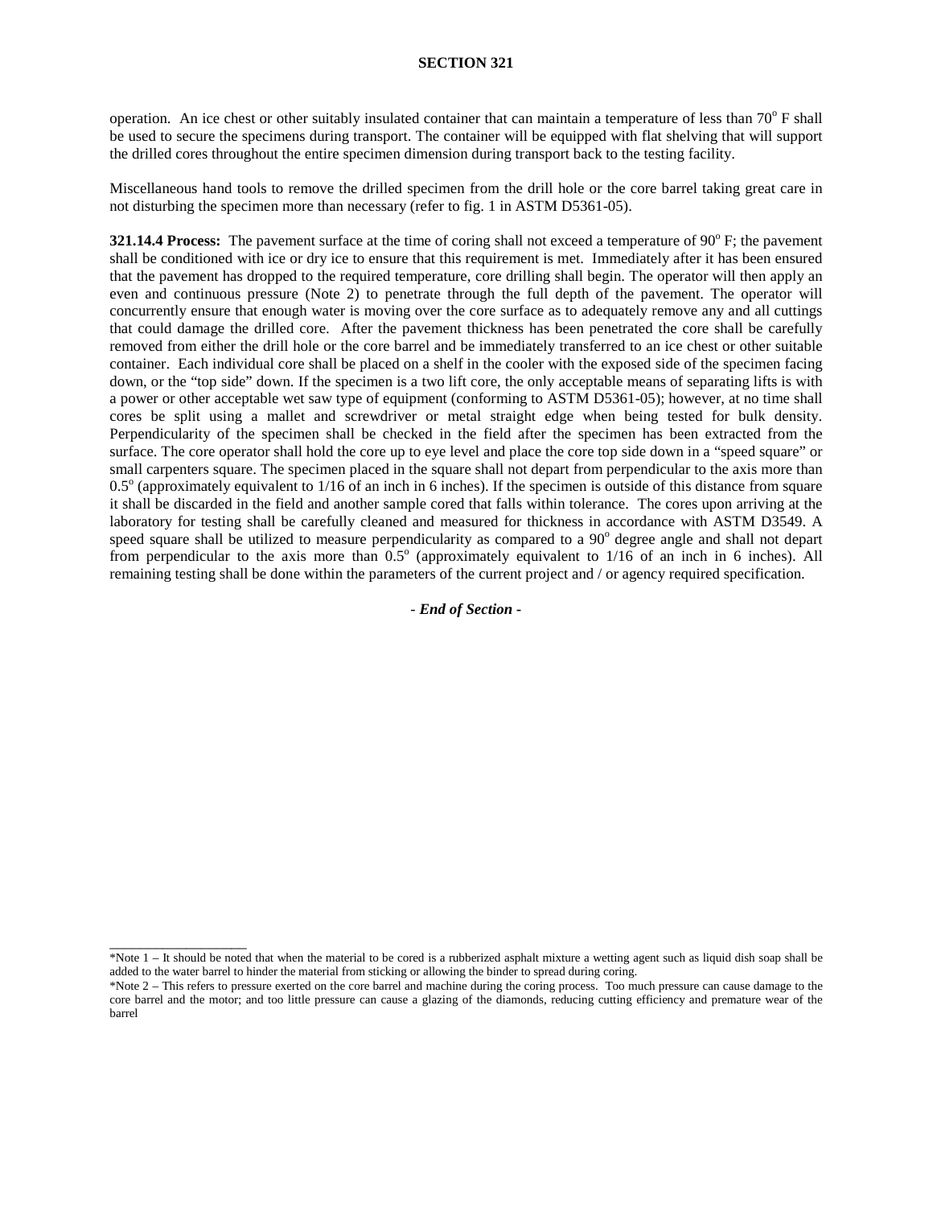operation. An ice chest or other suitably insulated container that can maintain a temperature of less than 70$^o$ F shall be used to secure the specimens during transport. The container will be equipped with flat shelving that will support the drilled cores throughout the entire specimen dimension during transport back to the testing facility.

Miscellaneous hand tools to remove the drilled specimen from the drill hole or the core barrel taking great care in not disturbing the specimen more than necessary (refer to fig. 1 in ASTM D5361-05).

**321.14.4 Process:** The pavement surface at the time of coring shall not exceed a temperature of 90$^o$ F; the pavement shall be conditioned with ice or dry ice to ensure that this requirement is met. Immediately after it has been ensured that the pavement has dropped to the required temperature, core drilling shall begin. The operator will then apply an even and continuous pressure (Note 2) to penetrate through the full depth of the pavement. The operator will concurrently ensure that enough water is moving over the core surface as to adequately remove any and all cuttings that could damage the drilled core. After the pavement thickness has been penetrated the core shall be carefully removed from either the drill hole or the core barrel and be immediately transferred to an ice chest or other suitable container. Each individual core shall be placed on a shelf in the cooler with the exposed side of the specimen facing down, or the "top side" down. If the specimen is a two lift core, the only acceptable means of separating lifts is with a power or other acceptable wet saw type of equipment (conforming to ASTM D5361-05); however, at no time shall cores be split using a mallet and screwdriver or metal straight edge when being tested for bulk density. Perpendicularity of the specimen shall be checked in the field after the specimen has been extracted from the surface. The core operator shall hold the core up to eye level and place the core top side down in a "speed square" or small carpenters square. The specimen placed in the square shall not depart from perpendicular to the axis more than 0.5$^o$ (approximately equivalent to 1/16 of an inch in 6 inches). If the specimen is outside of this distance from square it shall be discarded in the field and another sample cored that falls within tolerance. The cores upon arriving at the laboratory for testing shall be carefully cleaned and measured for thickness in accordance with ASTM D3549. A speed square shall be utilized to measure perpendicularity as compared to a 90$^o$ degree angle and shall not depart from perpendicular to the axis more than 0.5$^o$ (approximately equivalent to 1/16 of an inch in 6 inches). All remaining testing shall be done within the parameters of the current project and / or agency required specification.

*- End of Section -*

---

*Note 1 – It should be noted that when the material to be cored is a rubberized asphalt mixture a wetting agent such as liquid dish soap shall be added to the water barrel to hinder the material from sticking or allowing the binder to spread during coring.

*Note 2 – This refers to pressure exerted on the core barrel and machine during the coring process. Too much pressure can cause damage to the core barrel and the motor; and too little pressure can cause a glazing of the diamonds, reducing cutting efficiency and premature wear of the barrel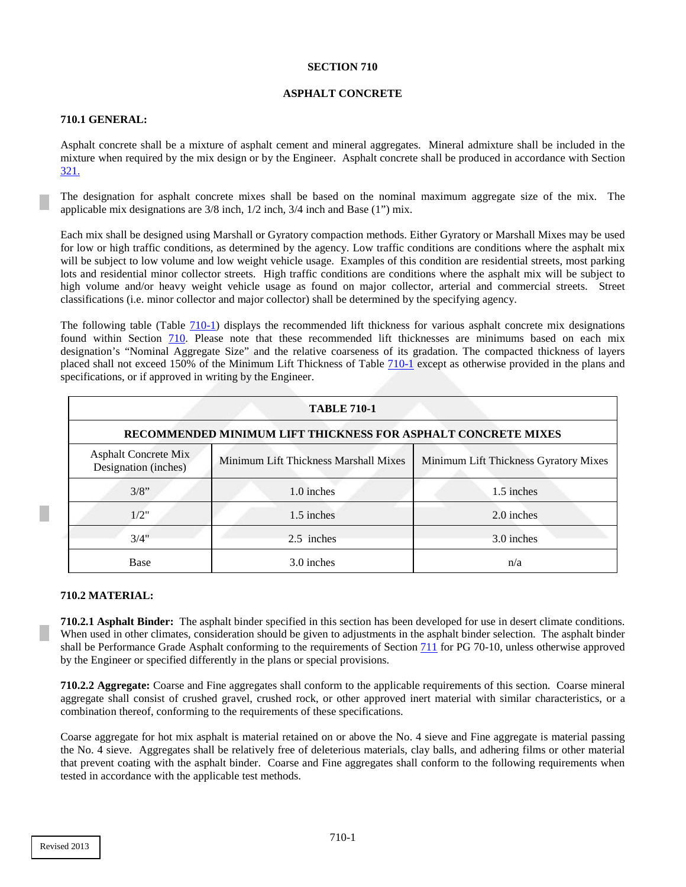# SECTION 710

## ASPHALT CONCRETE

### 710.1 GENERAL:

Asphalt concrete shall be a mixture of asphalt cement and mineral aggregates. Mineral admixture shall be included in the mixture when required by the mix design or by the Engineer. Asphalt concrete shall be produced in accordance with Section 321.

The designation for asphalt concrete mixes shall be based on the nominal maximum aggregate size of the mix. The applicable mix designations are 3/8 inch, 1/2 inch, 3/4 inch and Base (1") mix.

Each mix shall be designed using Marshall or Gyratory compaction methods. Either Gyratory or Marshall Mixes may be used for low or high traffic conditions, as determined by the agency. Low traffic conditions are conditions where the asphalt mix will be subject to low volume and low weight vehicle usage. Examples of this condition are residential streets, most parking lots and residential minor collector streets. High traffic conditions are conditions where the asphalt mix will be subject to high volume and/or heavy weight vehicle usage as found on major collector, arterial and commercial streets. Street classifications (i.e. minor collector and major collector) shall be determined by the specifying agency.

The following table (Table 710-1) displays the recommended lift thickness for various asphalt concrete mix designations found within Section 710. Please note that these recommended lift thicknesses are minimums based on each mix designation's "Nominal Aggregate Size" and the relative coarseness of its gradation. The compacted thickness of layers placed shall not exceed 150% of the Minimum Lift Thickness of Table 710-1 except as otherwise provided in the plans and specifications, or if approved in writing by the Engineer.

**TABLE 710-1**

**RECOMMENDED MINIMUM LIFT THICKNESS FOR ASPHALT CONCRETE MIXES**

| Asphalt Concrete Mix Designation (inches) | Minimum Lift Thickness Marshall Mixes | Minimum Lift Thickness Gyratory Mixes |
|---|---|---|
| 3/8" | 1.0 inches | 1.5 inches |
| 1/2" | 1.5 inches | 2.0 inches |
| 3/4" | 2.5 inches | 3.0 inches |
| Base | 3.0 inches | n/a |

### 710.2 MATERIAL:

**710.2.1 Asphalt Binder:** The asphalt binder specified in this section has been developed for use in desert climate conditions. When used in other climates, consideration should be given to adjustments in the asphalt binder selection. The asphalt binder shall be Performance Grade Asphalt conforming to the requirements of Section 711 for PG 70-10, unless otherwise approved by the Engineer or specified differently in the plans or special provisions.

**710.2.2 Aggregate:** Coarse and Fine aggregates shall conform to the applicable requirements of this section. Coarse mineral aggregate shall consist of crushed gravel, crushed rock, or other approved inert material with similar characteristics, or a combination thereof, conforming to the requirements of these specifications.

Coarse aggregate for hot mix asphalt is material retained on or above the No. 4 sieve and Fine aggregate is material passing the No. 4 sieve. Aggregates shall be relatively free of deleterious materials, clay balls, and adhering films or other material that prevent coating with the asphalt binder. Coarse and Fine aggregates shall conform to the following requirements when tested in accordance with the applicable test methods.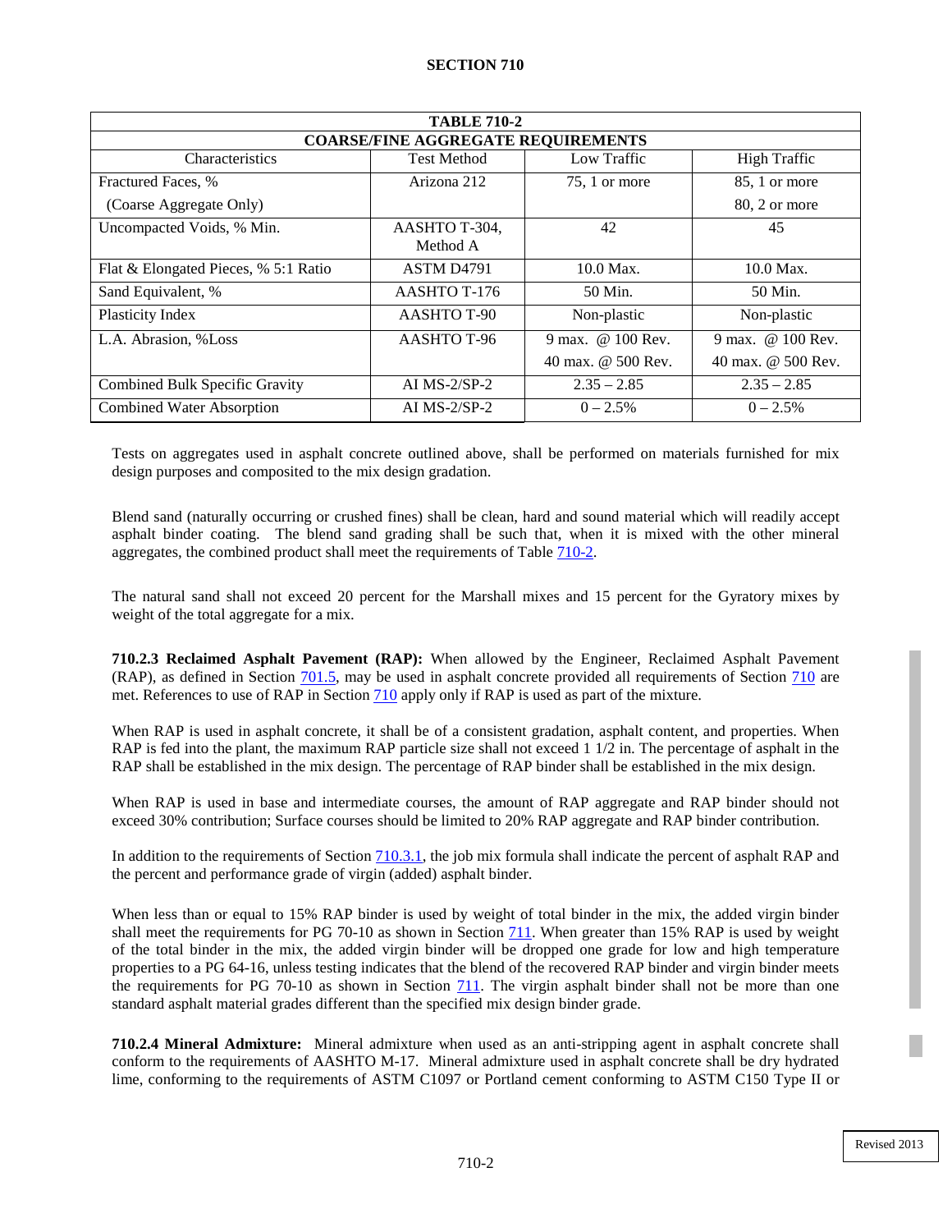# SECTION 710

| TABLE 710-2 | | | |
|---|---|---|---|
| **COARSE/FINE AGGREGATE REQUIREMENTS** | | | |
| Characteristics | Test Method | Low Traffic | High Traffic |
| Fractured Faces, %<br>(Coarse Aggregate Only) | Arizona 212 | 75, 1 or more | 85, 1 or more<br>80, 2 or more |
| Uncompacted Voids, % Min. | AASHTO T-304, Method A | 42 | 45 |
| Flat & Elongated Pieces, % 5:1 Ratio | ASTM D4791 | 10.0 Max. | 10.0 Max. |
| Sand Equivalent, % | AASHTO T-176 | 50 Min. | 50 Min. |
| Plasticity Index | AASHTO T-90 | Non-plastic | Non-plastic |
| L.A. Abrasion, %Loss | AASHTO T-96 | 9 max. @ 100 Rev.<br>40 max. @ 500 Rev. | 9 max. @ 100 Rev.<br>40 max. @ 500 Rev. |
| Combined Bulk Specific Gravity | AI MS-2/SP-2 | 2.35 – 2.85 | 2.35 – 2.85 |
| Combined Water Absorption | AI MS-2/SP-2 | 0 – 2.5% | 0 – 2.5% |

Tests on aggregates used in asphalt concrete outlined above, shall be performed on materials furnished for mix design purposes and composited to the mix design gradation.

Blend sand (naturally occurring or crushed fines) shall be clean, hard and sound material which will readily accept asphalt binder coating. The blend sand grading shall be such that, when it is mixed with the other mineral aggregates, the combined product shall meet the requirements of Table 710-2.

The natural sand shall not exceed 20 percent for the Marshall mixes and 15 percent for the Gyratory mixes by weight of the total aggregate for a mix.

**710.2.3 Reclaimed Asphalt Pavement (RAP):** When allowed by the Engineer, Reclaimed Asphalt Pavement (RAP), as defined in Section 701.5, may be used in asphalt concrete provided all requirements of Section 710 are met. References to use of RAP in Section 710 apply only if RAP is used as part of the mixture.

When RAP is used in asphalt concrete, it shall be of a consistent gradation, asphalt content, and properties. When RAP is fed into the plant, the maximum RAP particle size shall not exceed 1 1/2 in. The percentage of asphalt in the RAP shall be established in the mix design. The percentage of RAP binder shall be established in the mix design.

When RAP is used in base and intermediate courses, the amount of RAP aggregate and RAP binder should not exceed 30% contribution; Surface courses should be limited to 20% RAP aggregate and RAP binder contribution.

In addition to the requirements of Section 710.3.1, the job mix formula shall indicate the percent of asphalt RAP and the percent and performance grade of virgin (added) asphalt binder.

When less than or equal to 15% RAP binder is used by weight of total binder in the mix, the added virgin binder shall meet the requirements for PG 70-10 as shown in Section 711. When greater than 15% RAP is used by weight of the total binder in the mix, the added virgin binder will be dropped one grade for low and high temperature properties to a PG 64-16, unless testing indicates that the blend of the recovered RAP binder and virgin binder meets the requirements for PG 70-10 as shown in Section 711. The virgin asphalt binder shall not be more than one standard asphalt material grades different than the specified mix design binder grade.

**710.2.4 Mineral Admixture:** Mineral admixture when used as an anti-stripping agent in asphalt concrete shall conform to the requirements of AASHTO M-17. Mineral admixture used in asphalt concrete shall be dry hydrated lime, conforming to the requirements of ASTM C1097 or Portland cement conforming to ASTM C150 Type II or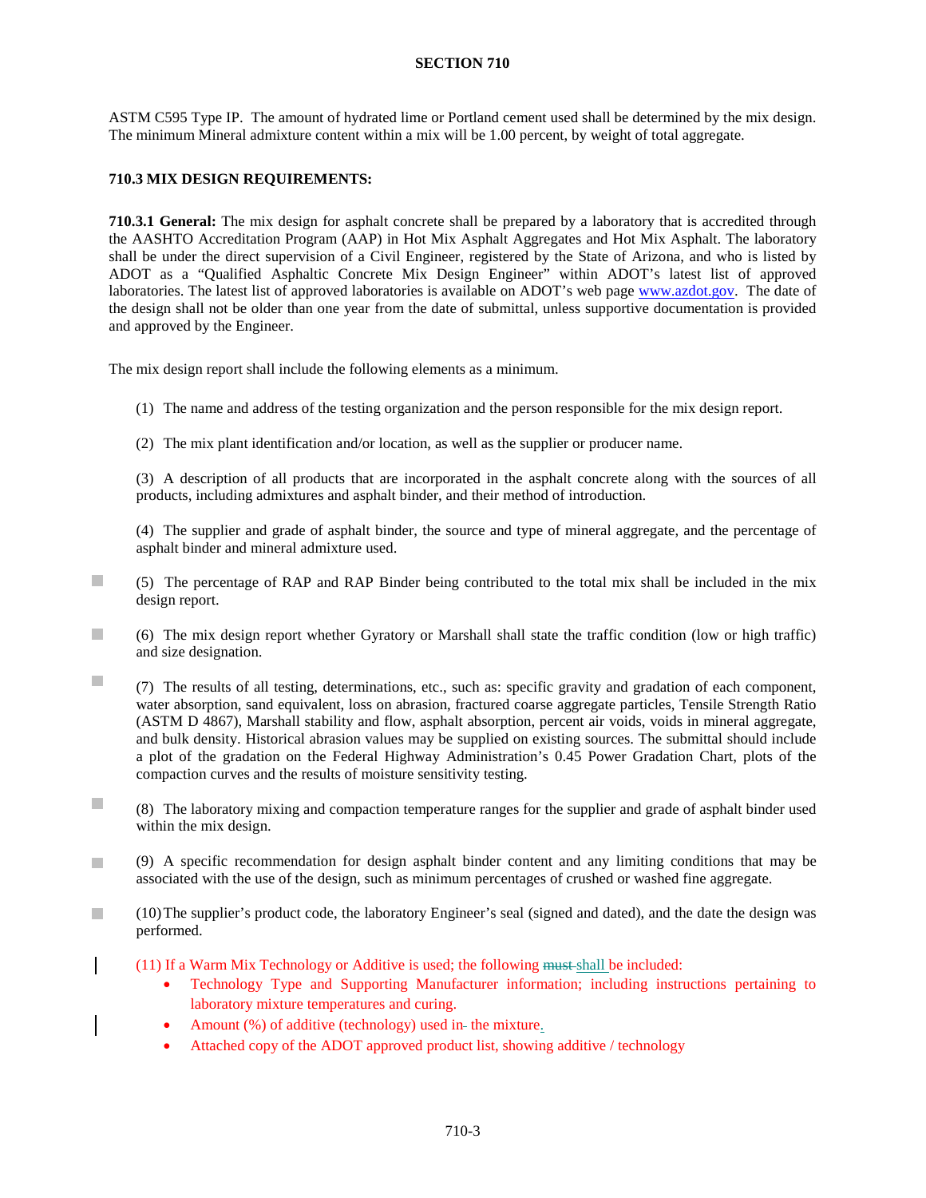ASTM C595 Type IP. The amount of hydrated lime or Portland cement used shall be determined by the mix design. The minimum Mineral admixture content within a mix will be 1.00 percent, by weight of total aggregate.

## 710.3 MIX DESIGN REQUIREMENTS:

**710.3.1 General:** The mix design for asphalt concrete shall be prepared by a laboratory that is accredited through the AASHTO Accreditation Program (AAP) in Hot Mix Asphalt Aggregates and Hot Mix Asphalt. The laboratory shall be under the direct supervision of a Civil Engineer, registered by the State of Arizona, and who is listed by ADOT as a "Qualified Asphaltic Concrete Mix Design Engineer" within ADOT's latest list of approved laboratories. The latest list of approved laboratories is available on ADOT's web page www.azdot.gov. The date of the design shall not be older than one year from the date of submittal, unless supportive documentation is provided and approved by the Engineer.

The mix design report shall include the following elements as a minimum.

(1) The name and address of the testing organization and the person responsible for the mix design report.

(2) The mix plant identification and/or location, as well as the supplier or producer name.

(3) A description of all products that are incorporated in the asphalt concrete along with the sources of all products, including admixtures and asphalt binder, and their method of introduction.

(4) The supplier and grade of asphalt binder, the source and type of mineral aggregate, and the percentage of asphalt binder and mineral admixture used.

(5) The percentage of RAP and RAP Binder being contributed to the total mix shall be included in the mix design report.

(6) The mix design report whether Gyratory or Marshall shall state the traffic condition (low or high traffic) and size designation.

(7) The results of all testing, determinations, etc., such as: specific gravity and gradation of each component, water absorption, sand equivalent, loss on abrasion, fractured coarse aggregate particles, Tensile Strength Ratio (ASTM D 4867), Marshall stability and flow, asphalt absorption, percent air voids, voids in mineral aggregate, and bulk density. Historical abrasion values may be supplied on existing sources. The submittal should include a plot of the gradation on the Federal Highway Administration's 0.45 Power Gradation Chart, plots of the compaction curves and the results of moisture sensitivity testing.

(8) The laboratory mixing and compaction temperature ranges for the supplier and grade of asphalt binder used within the mix design.

(9) A specific recommendation for design asphalt binder content and any limiting conditions that may be associated with the use of the design, such as minimum percentages of crushed or washed fine aggregate.

(10) The supplier's product code, the laboratory Engineer's seal (signed and dated), and the date the design was performed.

(11) If a Warm Mix Technology or Additive is used; the following ~~must~~ shall be included:

- Technology Type and Supporting Manufacturer information; including instructions pertaining to laboratory mixture temperatures and curing.
- Amount (%) of additive (technology) used in the mixture.
- Attached copy of the ADOT approved product list, showing additive / technology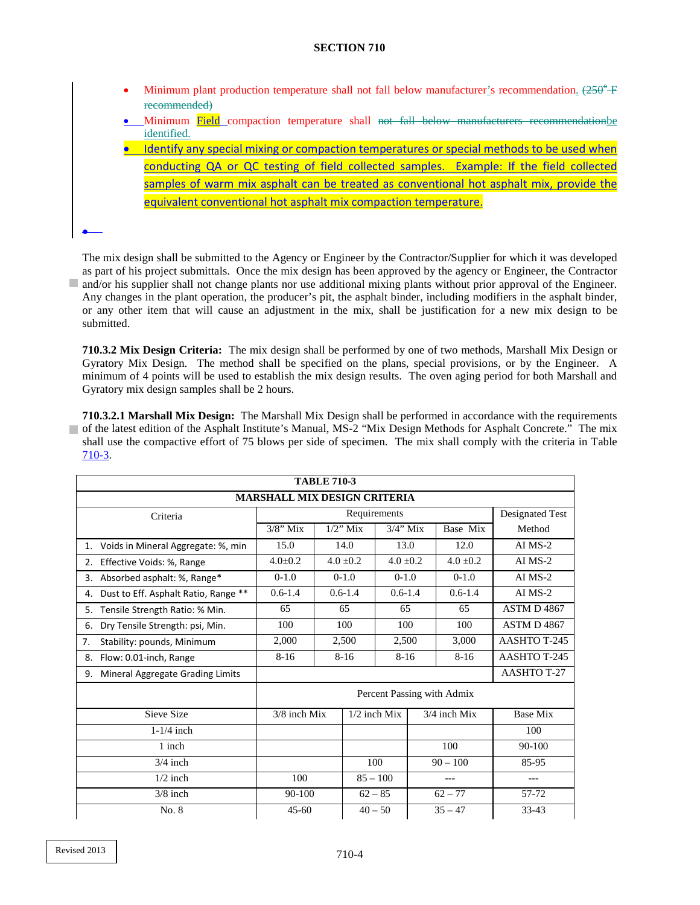- Minimum plant production temperature shall not fall below manufacturer's recommendation. ~~(250° F recommended)~~
- Minimum Field compaction temperature shall ~~not fall below manufacturers recommendation~~be identified.
- Identify any special mixing or compaction temperatures or special methods to be used when conducting QA or QC testing of field collected samples. Example: If the field collected samples of warm mix asphalt can be treated as conventional hot asphalt mix, provide the equivalent conventional hot asphalt mix compaction temperature.

The mix design shall be submitted to the Agency or Engineer by the Contractor/Supplier for which it was developed as part of his project submittals. Once the mix design has been approved by the agency or Engineer, the Contractor and/or his supplier shall not change plants nor use additional mixing plants without prior approval of the Engineer. Any changes in the plant operation, the producer's pit, the asphalt binder, including modifiers in the asphalt binder, or any other item that will cause an adjustment in the mix, shall be justification for a new mix design to be submitted.

**710.3.2 Mix Design Criteria:** The mix design shall be performed by one of two methods, Marshall Mix Design or Gyratory Mix Design. The method shall be specified on the plans, special provisions, or by the Engineer. A minimum of 4 points will be used to establish the mix design results. The oven aging period for both Marshall and Gyratory mix design samples shall be 2 hours.

**710.3.2.1 Marshall Mix Design:** The Marshall Mix Design shall be performed in accordance with the requirements of the latest edition of the Asphalt Institute's Manual, MS-2 "Mix Design Methods for Asphalt Concrete." The mix shall use the compactive effort of 75 blows per side of specimen. The mix shall comply with the criteria in Table 710-3.

**TABLE 710-3**
**MARSHALL MIX DESIGN CRITERIA**

| Criteria | Requirements | | | | Designated Test Method |
|---|---|---|---|---|---|
| | 3/8" Mix | 1/2" Mix | 3/4" Mix | Base Mix | |
| 1. Voids in Mineral Aggregate: %, min | 15.0 | 14.0 | 13.0 | 12.0 | AI MS-2 |
| 2. Effective Voids: %, Range | 4.0±0.2 | 4.0 ±0.2 | 4.0 ±0.2 | 4.0 ±0.2 | AI MS-2 |
| 3. Absorbed asphalt: %, Range* | 0-1.0 | 0-1.0 | 0-1.0 | 0-1.0 | AI MS-2 |
| 4. Dust to Eff. Asphalt Ratio, Range ** | 0.6-1.4 | 0.6-1.4 | 0.6-1.4 | 0.6-1.4 | AI MS-2 |
| 5. Tensile Strength Ratio: % Min. | 65 | 65 | 65 | 65 | ASTM D 4867 |
| 6. Dry Tensile Strength: psi, Min. | 100 | 100 | 100 | 100 | ASTM D 4867 |
| 7. Stability: pounds, Minimum | 2,000 | 2,500 | 2,500 | 3,000 | AASHTO T-245 |
| 8. Flow: 0.01-inch, Range | 8-16 | 8-16 | 8-16 | 8-16 | AASHTO T-245 |
| 9. Mineral Aggregate Grading Limits | | | | | AASHTO T-27 |
| | Percent Passing with Admix | | | | |
| Sieve Size | 3/8 inch Mix | 1/2 inch Mix | 3/4 inch Mix | Base Mix | |
| 1-1/4 inch | | | | 100 | |
| 1 inch | | | 100 | 90-100 | |
| 3/4 inch | | 100 | 90 – 100 | 85-95 | |
| 1/2 inch | 100 | 85 – 100 | --- | --- | |
| 3/8 inch | 90-100 | 62 – 85 | 62 – 77 | 57-72 | |
| No. 8 | 45-60 | 40 – 50 | 35 – 47 | 33-43 | |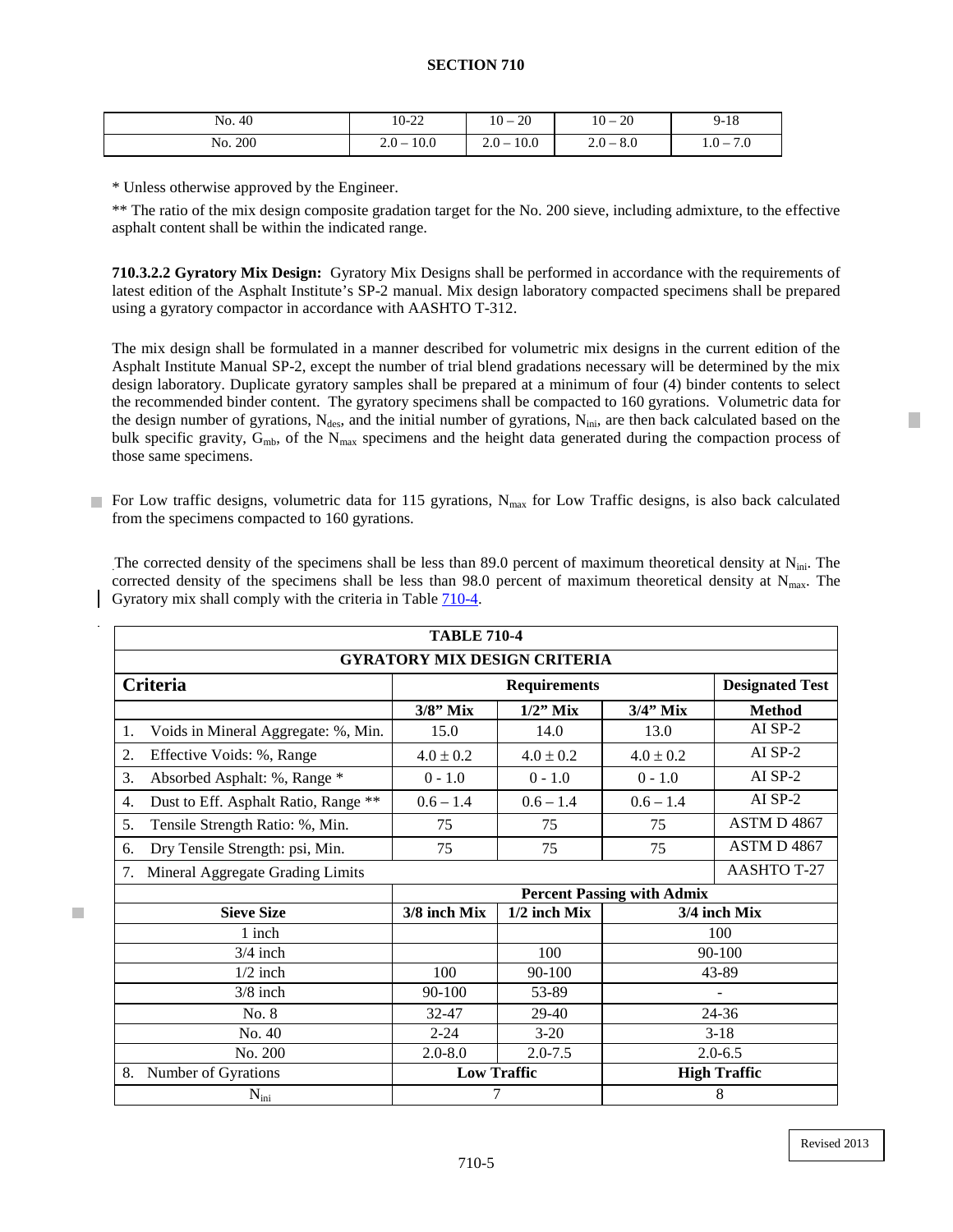| No. 40 | 10-22 | 10 – 20 | 10 – 20 | 9-18 |
|---|---|---|---|---|
| No. 200 | 2.0 – 10.0 | 2.0 – 10.0 | 2.0 – 8.0 | 1.0 – 7.0 |

* Unless otherwise approved by the Engineer.

** The ratio of the mix design composite gradation target for the No. 200 sieve, including admixture, to the effective asphalt content shall be within the indicated range.

**710.3.2.2 Gyratory Mix Design:** Gyratory Mix Designs shall be performed in accordance with the requirements of latest edition of the Asphalt Institute's SP-2 manual. Mix design laboratory compacted specimens shall be prepared using a gyratory compactor in accordance with AASHTO T-312.

The mix design shall be formulated in a manner described for volumetric mix designs in the current edition of the Asphalt Institute Manual SP-2, except the number of trial blend gradations necessary will be determined by the mix design laboratory. Duplicate gyratory samples shall be prepared at a minimum of four (4) binder contents to select the recommended binder content. The gyratory specimens shall be compacted to 160 gyrations. Volumetric data for the design number of gyrations, $N_{des}$, and the initial number of gyrations, $N_{ini}$, are then back calculated based on the bulk specific gravity, $G_{mb}$, of the $N_{max}$ specimens and the height data generated during the compaction process of those same specimens.

For Low traffic designs, volumetric data for 115 gyrations, $N_{max}$ for Low Traffic designs, is also back calculated from the specimens compacted to 160 gyrations.

The corrected density of the specimens shall be less than 89.0 percent of maximum theoretical density at $N_{ini}$. The corrected density of the specimens shall be less than 98.0 percent of maximum theoretical density at $N_{max}$. The Gyratory mix shall comply with the criteria in Table 710-4.

| TABLE 710-4 | | | | |
|---|---|---|---|---|
| **GYRATORY MIX DESIGN CRITERIA** | | | | |
| **Criteria** | **Requirements** | | | **Designated Test** |
| | **3/8" Mix** | **1/2" Mix** | **3/4" Mix** | **Method** |
| 1. Voids in Mineral Aggregate: %, Min. | 15.0 | 14.0 | 13.0 | AI SP-2 |
| 2. Effective Voids: %, Range | 4.0 ± 0.2 | 4.0 ± 0.2 | 4.0 ± 0.2 | AI SP-2 |
| 3. Absorbed Asphalt: %, Range * | 0 - 1.0 | 0 - 1.0 | 0 - 1.0 | AI SP-2 |
| 4. Dust to Eff. Asphalt Ratio, Range ** | 0.6 – 1.4 | 0.6 – 1.4 | 0.6 – 1.4 | AI SP-2 |
| 5. Tensile Strength Ratio: %, Min. | 75 | 75 | 75 | ASTM D 4867 |
| 6. Dry Tensile Strength: psi, Min. | 75 | 75 | 75 | ASTM D 4867 |
| 7. Mineral Aggregate Grading Limits | | | | AASHTO T-27 |
| | **Percent Passing with Admix** | | | |
| **Sieve Size** | **3/8 inch Mix** | **1/2 inch Mix** | **3/4 inch Mix** | |
| 1 inch | | | 100 | |
| 3/4 inch | | 100 | 90-100 | |
| 1/2 inch | 100 | 90-100 | 43-89 | |
| 3/8 inch | 90-100 | 53-89 | - | |
| No. 8 | 32-47 | 29-40 | 24-36 | |
| No. 40 | 2-24 | 3-20 | 3-18 | |
| No. 200 | 2.0-8.0 | 2.0-7.5 | 2.0-6.5 | |
| 8. Number of Gyrations | **Low Traffic** | | **High Traffic** | |
| $N_{ini}$ | 7 | | 8 | |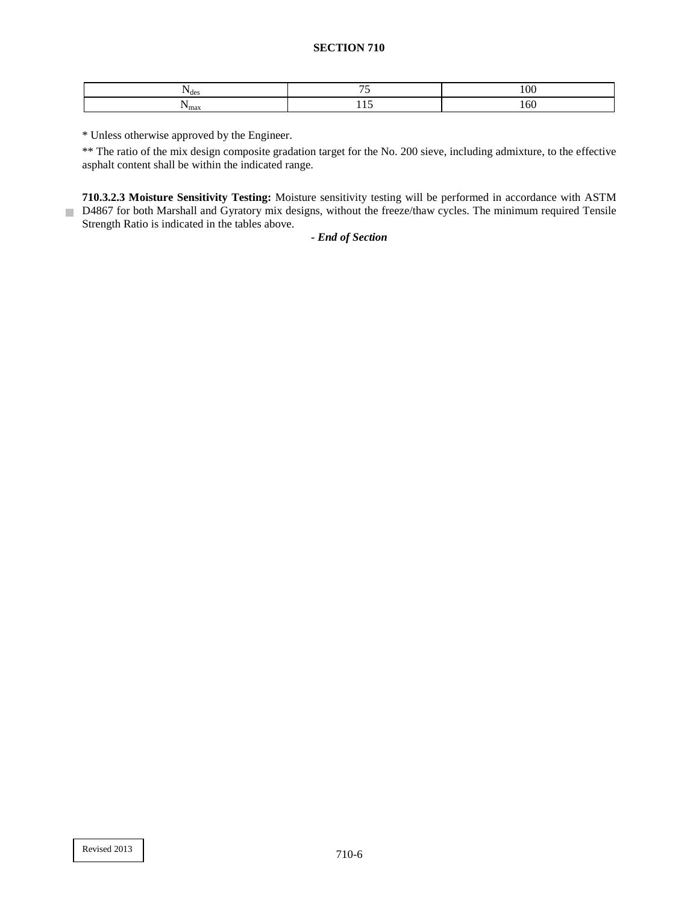| | | |
|---|---|---|
| $N_{des}$ | 75 | 100 |
| $N_{max}$ | 115 | 160 |

* Unless otherwise approved by the Engineer.

** The ratio of the mix design composite gradation target for the No. 200 sieve, including admixture, to the effective asphalt content shall be within the indicated range.

**710.3.2.3 Moisture Sensitivity Testing:** Moisture sensitivity testing will be performed in accordance with ASTM D4867 for both Marshall and Gyratory mix designs, without the freeze/thaw cycles. The minimum required Tensile Strength Ratio is indicated in the tables above.

***- End of Section***

Revised 2013